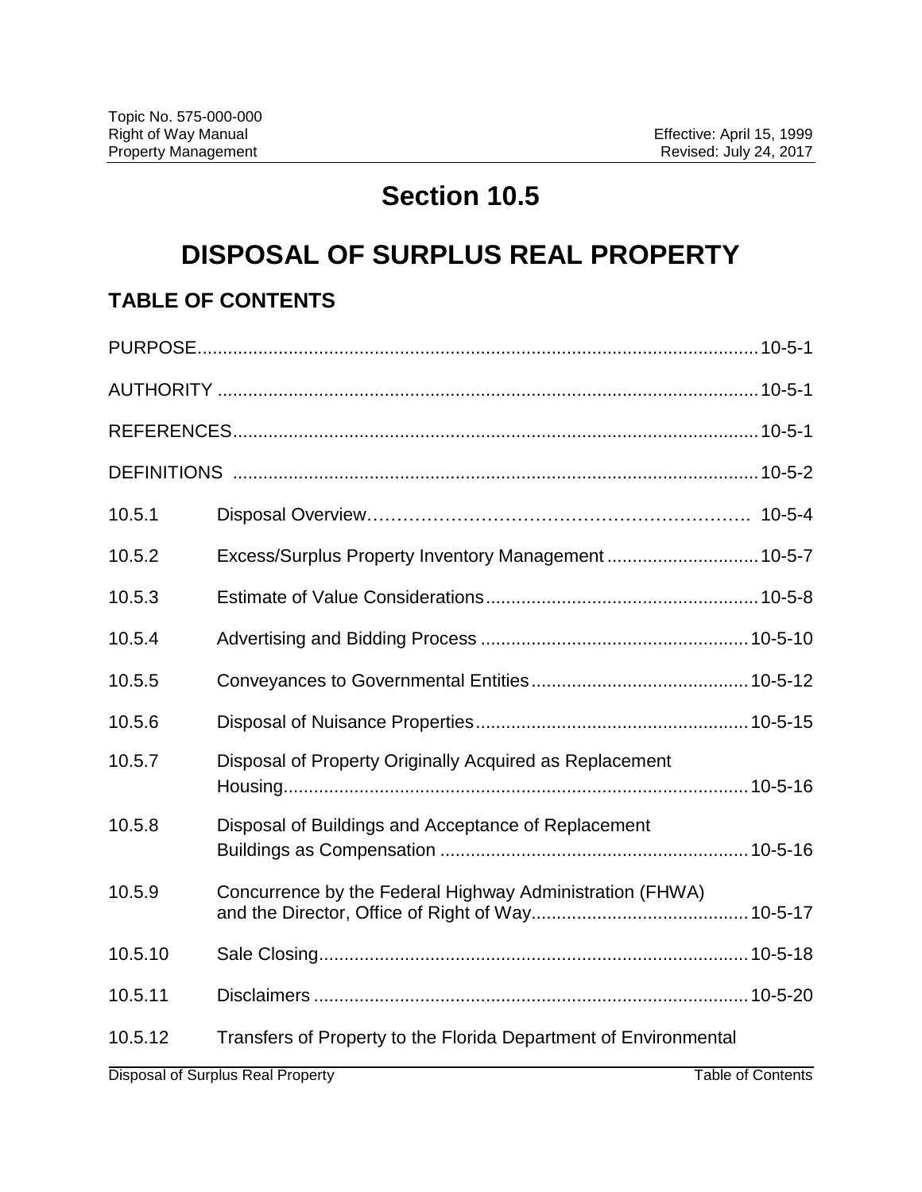# Section 10.5

# DISPOSAL OF SURPLUS REAL PROPERTY

## TABLE OF CONTENTS

| | | |
|---|---|---|
| PURPOSE | | 10-5-1 |
| AUTHORITY | | 10-5-1 |
| REFERENCES | | 10-5-1 |
| DEFINITIONS | | 10-5-2 |
| 10.5.1 | Disposal Overview | 10-5-4 |
| 10.5.2 | Excess/Surplus Property Inventory Management | 10-5-7 |
| 10.5.3 | Estimate of Value Considerations | 10-5-8 |
| 10.5.4 | Advertising and Bidding Process | 10-5-10 |
| 10.5.5 | Conveyances to Governmental Entities | 10-5-12 |
| 10.5.6 | Disposal of Nuisance Properties | 10-5-15 |
| 10.5.7 | Disposal of Property Originally Acquired as Replacement Housing | 10-5-16 |
| 10.5.8 | Disposal of Buildings and Acceptance of Replacement Buildings as Compensation | 10-5-16 |
| 10.5.9 | Concurrence by the Federal Highway Administration (FHWA) and the Director, Office of Right of Way | 10-5-17 |
| 10.5.10 | Sale Closing | 10-5-18 |
| 10.5.11 | Disclaimers | 10-5-20 |
| 10.5.12 | Transfers of Property to the Florida Department of Environmental | |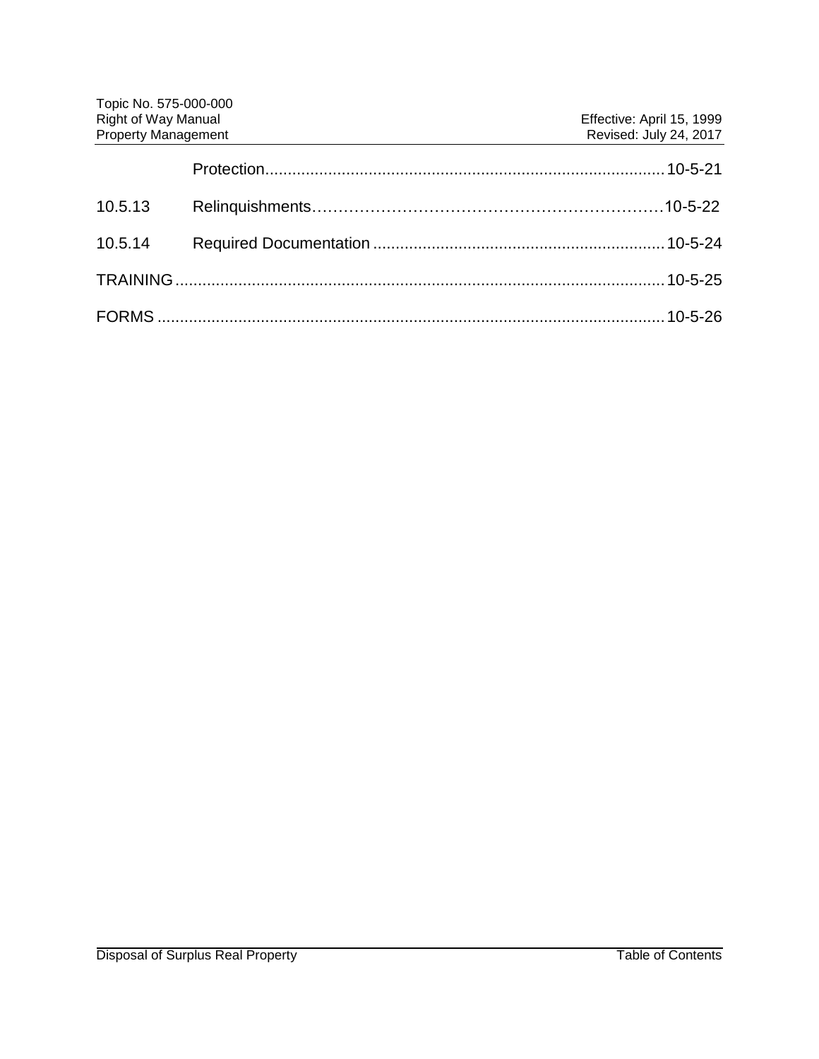| | | |
|---|---|---|
| | Protection | 10-5-21 |
| 10.5.13 | Relinquishments | 10-5-22 |
| 10.5.14 | Required Documentation | 10-5-24 |
| TRAINING | | 10-5-25 |
| FORMS | | 10-5-26 |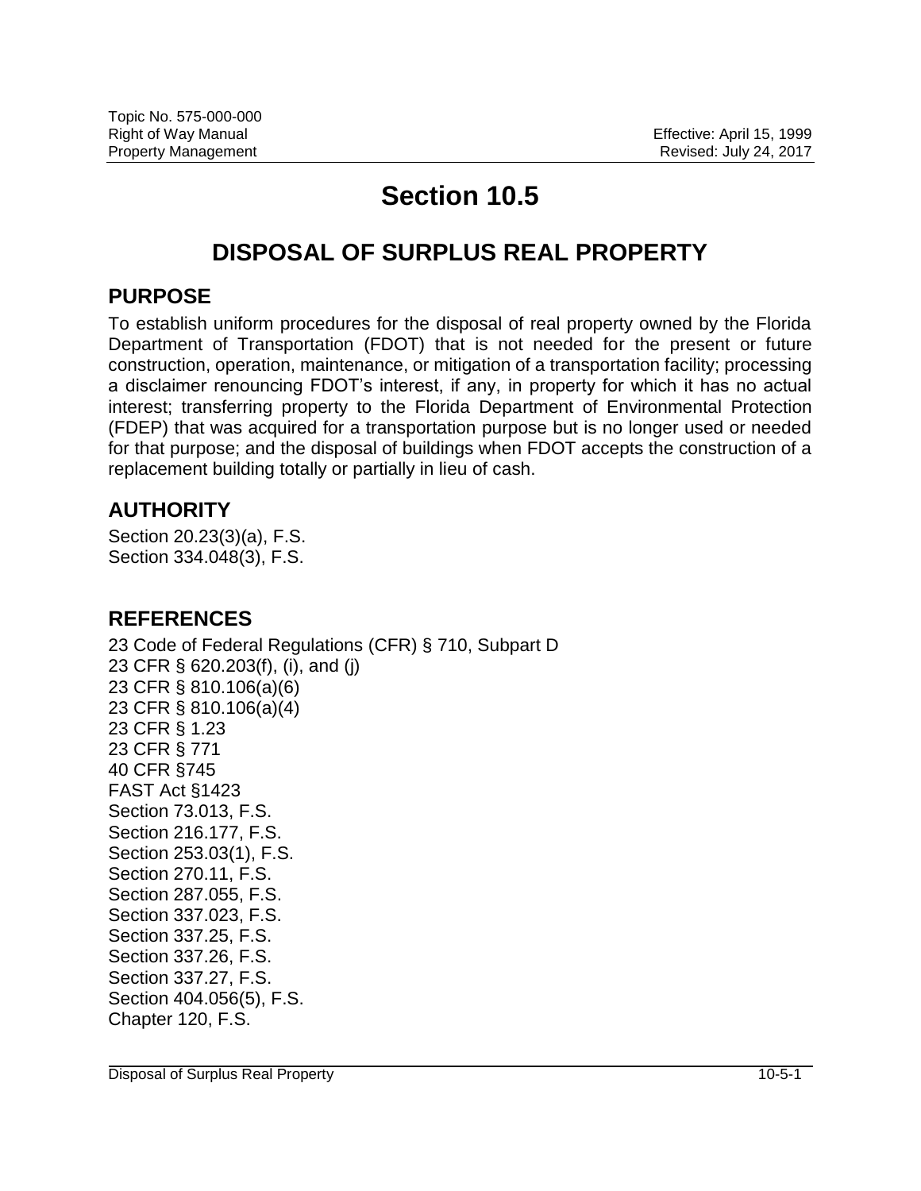# Section 10.5

# DISPOSAL OF SURPLUS REAL PROPERTY

## PURPOSE

To establish uniform procedures for the disposal of real property owned by the Florida Department of Transportation (FDOT) that is not needed for the present or future construction, operation, maintenance, or mitigation of a transportation facility; processing a disclaimer renouncing FDOT's interest, if any, in property for which it has no actual interest; transferring property to the Florida Department of Environmental Protection (FDEP) that was acquired for a transportation purpose but is no longer used or needed for that purpose; and the disposal of buildings when FDOT accepts the construction of a replacement building totally or partially in lieu of cash.

## AUTHORITY

Section 20.23(3)(a), F.S.
Section 334.048(3), F.S.

## REFERENCES

23 Code of Federal Regulations (CFR) § 710, Subpart D
23 CFR § 620.203(f), (i), and (j)
23 CFR § 810.106(a)(6)
23 CFR § 810.106(a)(4)
23 CFR § 1.23
23 CFR § 771
40 CFR §745
FAST Act §1423
Section 73.013, F.S.
Section 216.177, F.S.
Section 253.03(1), F.S.
Section 270.11, F.S.
Section 287.055, F.S.
Section 337.023, F.S.
Section 337.25, F.S.
Section 337.26, F.S.
Section 337.27, F.S.
Section 404.056(5), F.S.
Chapter 120, F.S.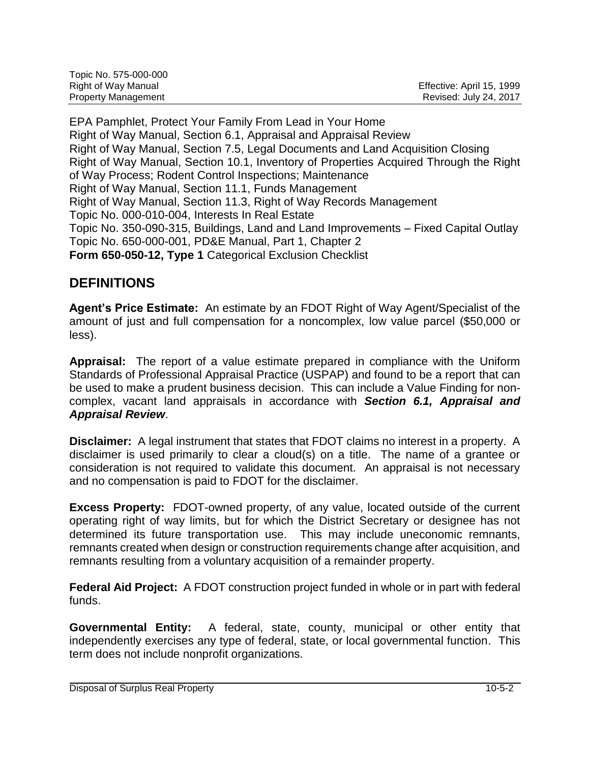EPA Pamphlet, Protect Your Family From Lead in Your Home
Right of Way Manual, Section 6.1, Appraisal and Appraisal Review
Right of Way Manual, Section 7.5, Legal Documents and Land Acquisition Closing
Right of Way Manual, Section 10.1, Inventory of Properties Acquired Through the Right of Way Process; Rodent Control Inspections; Maintenance
Right of Way Manual, Section 11.1, Funds Management
Right of Way Manual, Section 11.3, Right of Way Records Management
Topic No. 000-010-004, Interests In Real Estate
Topic No. 350-090-315, Buildings, Land and Land Improvements – Fixed Capital Outlay
Topic No. 650-000-001, PD&E Manual, Part 1, Chapter 2
**Form 650-050-12, Type 1** Categorical Exclusion Checklist

## DEFINITIONS

**Agent's Price Estimate:** An estimate by an FDOT Right of Way Agent/Specialist of the amount of just and full compensation for a noncomplex, low value parcel ($50,000 or less).

**Appraisal:** The report of a value estimate prepared in compliance with the Uniform Standards of Professional Appraisal Practice (USPAP) and found to be a report that can be used to make a prudent business decision. This can include a Value Finding for non-complex, vacant land appraisals in accordance with ***Section 6.1, Appraisal and Appraisal Review***.

**Disclaimer:** A legal instrument that states that FDOT claims no interest in a property. A disclaimer is used primarily to clear a cloud(s) on a title. The name of a grantee or consideration is not required to validate this document. An appraisal is not necessary and no compensation is paid to FDOT for the disclaimer.

**Excess Property:** FDOT-owned property, of any value, located outside of the current operating right of way limits, but for which the District Secretary or designee has not determined its future transportation use. This may include uneconomic remnants, remnants created when design or construction requirements change after acquisition, and remnants resulting from a voluntary acquisition of a remainder property.

**Federal Aid Project:** A FDOT construction project funded in whole or in part with federal funds.

**Governmental Entity:** A federal, state, county, municipal or other entity that independently exercises any type of federal, state, or local governmental function. This term does not include nonprofit organizations.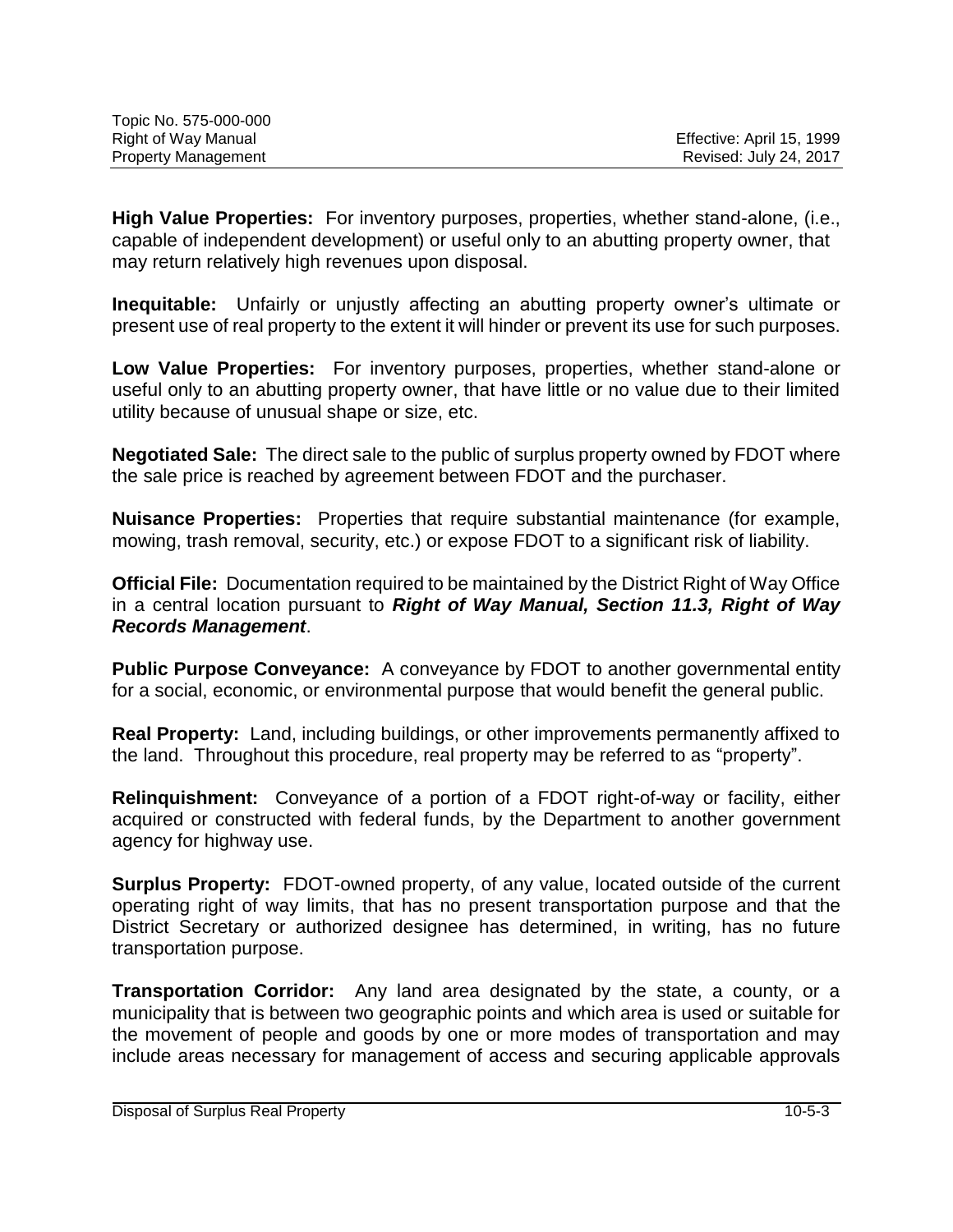**High Value Properties:** For inventory purposes, properties, whether stand-alone, (i.e., capable of independent development) or useful only to an abutting property owner, that may return relatively high revenues upon disposal.

**Inequitable:** Unfairly or unjustly affecting an abutting property owner's ultimate or present use of real property to the extent it will hinder or prevent its use for such purposes.

**Low Value Properties:** For inventory purposes, properties, whether stand-alone or useful only to an abutting property owner, that have little or no value due to their limited utility because of unusual shape or size, etc.

**Negotiated Sale:** The direct sale to the public of surplus property owned by FDOT where the sale price is reached by agreement between FDOT and the purchaser.

**Nuisance Properties:** Properties that require substantial maintenance (for example, mowing, trash removal, security, etc.) or expose FDOT to a significant risk of liability.

**Official File:** Documentation required to be maintained by the District Right of Way Office in a central location pursuant to ***Right of Way Manual, Section 11.3, Right of Way Records Management***.

**Public Purpose Conveyance:** A conveyance by FDOT to another governmental entity for a social, economic, or environmental purpose that would benefit the general public.

**Real Property:** Land, including buildings, or other improvements permanently affixed to the land. Throughout this procedure, real property may be referred to as "property".

**Relinquishment:** Conveyance of a portion of a FDOT right-of-way or facility, either acquired or constructed with federal funds, by the Department to another government agency for highway use.

**Surplus Property:** FDOT-owned property, of any value, located outside of the current operating right of way limits, that has no present transportation purpose and that the District Secretary or authorized designee has determined, in writing, has no future transportation purpose.

**Transportation Corridor:** Any land area designated by the state, a county, or a municipality that is between two geographic points and which area is used or suitable for the movement of people and goods by one or more modes of transportation and may include areas necessary for management of access and securing applicable approvals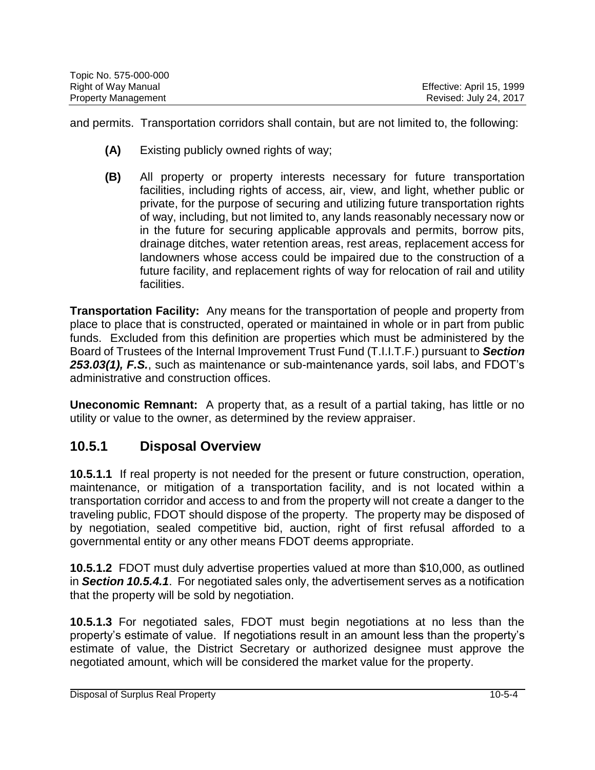and permits. Transportation corridors shall contain, but are not limited to, the following:

- **(A)** Existing publicly owned rights of way;
- **(B)** All property or property interests necessary for future transportation facilities, including rights of access, air, view, and light, whether public or private, for the purpose of securing and utilizing future transportation rights of way, including, but not limited to, any lands reasonably necessary now or in the future for securing applicable approvals and permits, borrow pits, drainage ditches, water retention areas, rest areas, replacement access for landowners whose access could be impaired due to the construction of a future facility, and replacement rights of way for relocation of rail and utility facilities.

**Transportation Facility:** Any means for the transportation of people and property from place to place that is constructed, operated or maintained in whole or in part from public funds. Excluded from this definition are properties which must be administered by the Board of Trustees of the Internal Improvement Trust Fund (T.I.I.T.F.) pursuant to ***Section 253.03(1), F.S.***, such as maintenance or sub-maintenance yards, soil labs, and FDOT's administrative and construction offices.

**Uneconomic Remnant:** A property that, as a result of a partial taking, has little or no utility or value to the owner, as determined by the review appraiser.

## 10.5.1 Disposal Overview

**10.5.1.1** If real property is not needed for the present or future construction, operation, maintenance, or mitigation of a transportation facility, and is not located within a transportation corridor and access to and from the property will not create a danger to the traveling public, FDOT should dispose of the property. The property may be disposed of by negotiation, sealed competitive bid, auction, right of first refusal afforded to a governmental entity or any other means FDOT deems appropriate.

**10.5.1.2** FDOT must duly advertise properties valued at more than $10,000, as outlined in ***Section 10.5.4.1***. For negotiated sales only, the advertisement serves as a notification that the property will be sold by negotiation.

**10.5.1.3** For negotiated sales, FDOT must begin negotiations at no less than the property's estimate of value. If negotiations result in an amount less than the property's estimate of value, the District Secretary or authorized designee must approve the negotiated amount, which will be considered the market value for the property.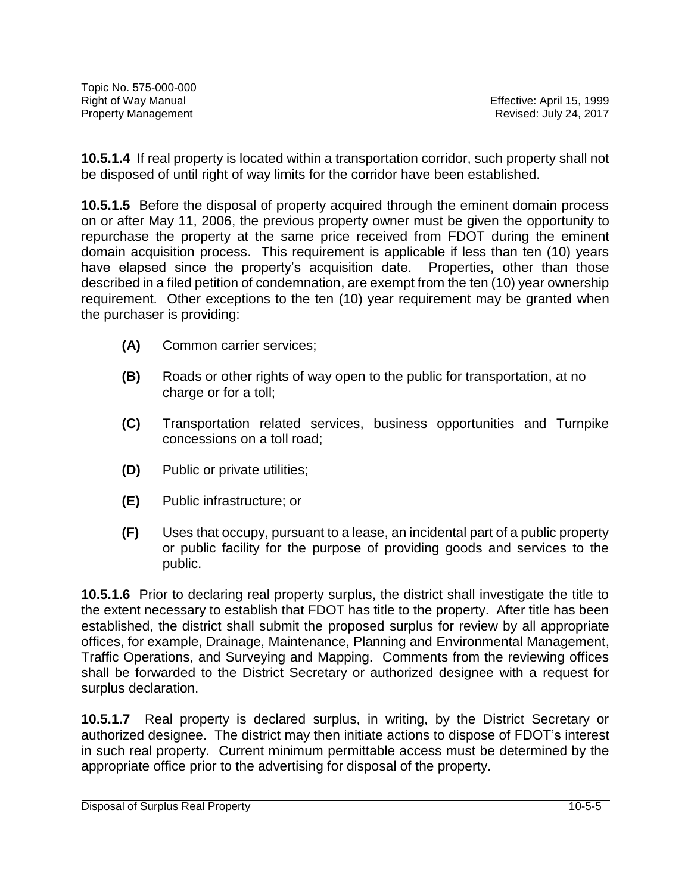**10.5.1.4** If real property is located within a transportation corridor, such property shall not be disposed of until right of way limits for the corridor have been established.

**10.5.1.5** Before the disposal of property acquired through the eminent domain process on or after May 11, 2006, the previous property owner must be given the opportunity to repurchase the property at the same price received from FDOT during the eminent domain acquisition process. This requirement is applicable if less than ten (10) years have elapsed since the property's acquisition date. Properties, other than those described in a filed petition of condemnation, are exempt from the ten (10) year ownership requirement. Other exceptions to the ten (10) year requirement may be granted when the purchaser is providing:

- **(A)** Common carrier services;
- **(B)** Roads or other rights of way open to the public for transportation, at no charge or for a toll;
- **(C)** Transportation related services, business opportunities and Turnpike concessions on a toll road;
- **(D)** Public or private utilities;
- **(E)** Public infrastructure; or
- **(F)** Uses that occupy, pursuant to a lease, an incidental part of a public property or public facility for the purpose of providing goods and services to the public.

**10.5.1.6** Prior to declaring real property surplus, the district shall investigate the title to the extent necessary to establish that FDOT has title to the property. After title has been established, the district shall submit the proposed surplus for review by all appropriate offices, for example, Drainage, Maintenance, Planning and Environmental Management, Traffic Operations, and Surveying and Mapping. Comments from the reviewing offices shall be forwarded to the District Secretary or authorized designee with a request for surplus declaration.

**10.5.1.7** Real property is declared surplus, in writing, by the District Secretary or authorized designee. The district may then initiate actions to dispose of FDOT's interest in such real property. Current minimum permittable access must be determined by the appropriate office prior to the advertising for disposal of the property.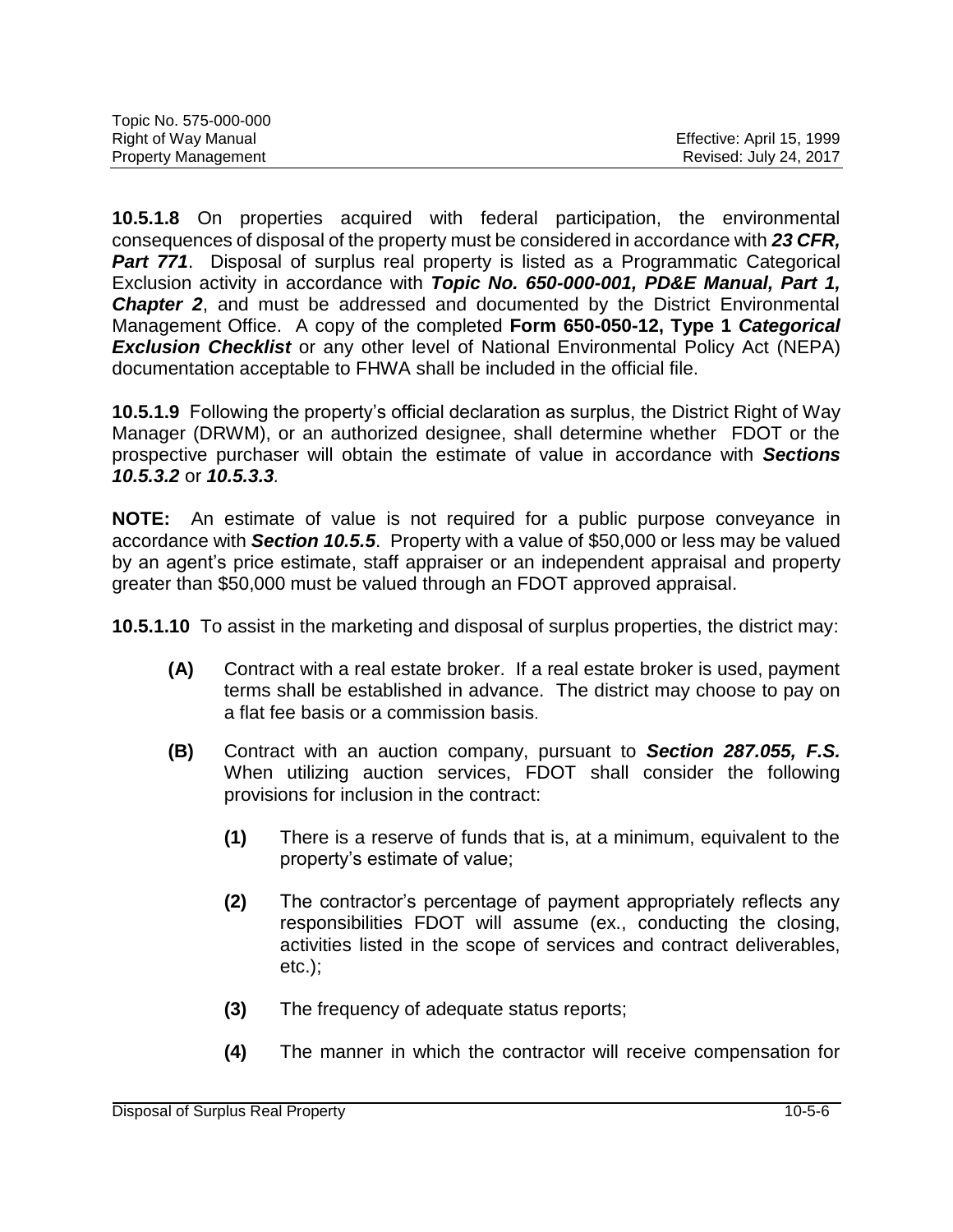**10.5.1.8** On properties acquired with federal participation, the environmental consequences of disposal of the property must be considered in accordance with ***23 CFR, Part 771***. Disposal of surplus real property is listed as a Programmatic Categorical Exclusion activity in accordance with ***Topic No. 650-000-001, PD&E Manual, Part 1, Chapter 2***, and must be addressed and documented by the District Environmental Management Office. A copy of the completed **Form 650-050-12, Type 1 *Categorical Exclusion Checklist*** or any other level of National Environmental Policy Act (NEPA) documentation acceptable to FHWA shall be included in the official file.

**10.5.1.9** Following the property's official declaration as surplus, the District Right of Way Manager (DRWM), or an authorized designee, shall determine whether FDOT or the prospective purchaser will obtain the estimate of value in accordance with ***Sections 10.5.3.2*** or ***10.5.3.3***.

**NOTE:** An estimate of value is not required for a public purpose conveyance in accordance with ***Section 10.5.5***. Property with a value of $50,000 or less may be valued by an agent's price estimate, staff appraiser or an independent appraisal and property greater than $50,000 must be valued through an FDOT approved appraisal.

**10.5.1.10** To assist in the marketing and disposal of surplus properties, the district may:

- **(A)** Contract with a real estate broker. If a real estate broker is used, payment terms shall be established in advance. The district may choose to pay on a flat fee basis or a commission basis.

- **(B)** Contract with an auction company, pursuant to ***Section 287.055, F.S.*** When utilizing auction services, FDOT shall consider the following provisions for inclusion in the contract:

  - **(1)** There is a reserve of funds that is, at a minimum, equivalent to the property's estimate of value;

  - **(2)** The contractor's percentage of payment appropriately reflects any responsibilities FDOT will assume (ex., conducting the closing, activities listed in the scope of services and contract deliverables, etc.);

  - **(3)** The frequency of adequate status reports;

  - **(4)** The manner in which the contractor will receive compensation for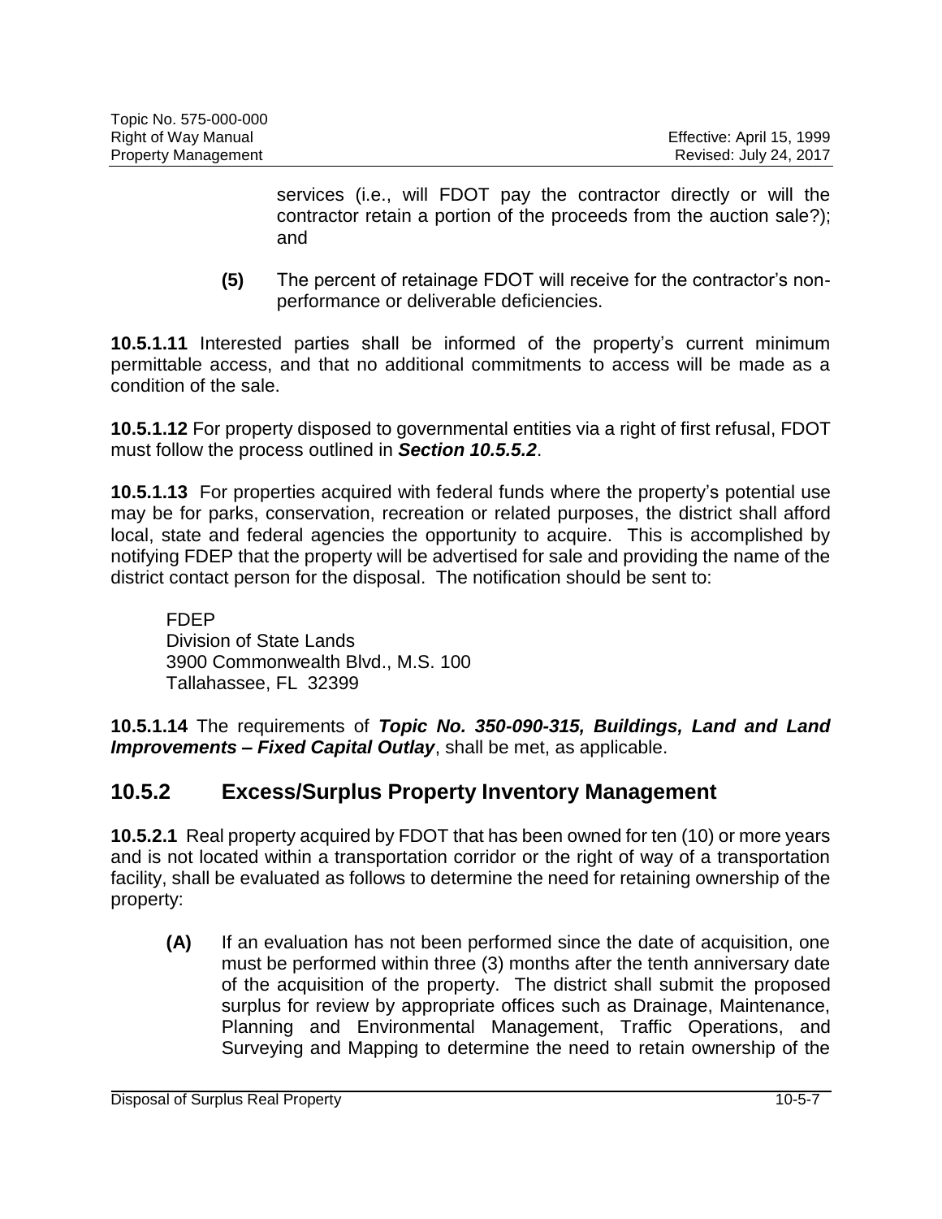services (i.e., will FDOT pay the contractor directly or will the contractor retain a portion of the proceeds from the auction sale?); and

**(5)** The percent of retainage FDOT will receive for the contractor's non-performance or deliverable deficiencies.

**10.5.1.11** Interested parties shall be informed of the property's current minimum permittable access, and that no additional commitments to access will be made as a condition of the sale.

**10.5.1.12** For property disposed to governmental entities via a right of first refusal, FDOT must follow the process outlined in ***Section 10.5.5.2***.

**10.5.1.13** For properties acquired with federal funds where the property's potential use may be for parks, conservation, recreation or related purposes, the district shall afford local, state and federal agencies the opportunity to acquire. This is accomplished by notifying FDEP that the property will be advertised for sale and providing the name of the district contact person for the disposal. The notification should be sent to:

FDEP
Division of State Lands
3900 Commonwealth Blvd., M.S. 100
Tallahassee, FL 32399

**10.5.1.14** The requirements of ***Topic No. 350-090-315, Buildings, Land and Land Improvements – Fixed Capital Outlay***, shall be met, as applicable.

## 10.5.2 Excess/Surplus Property Inventory Management

**10.5.2.1** Real property acquired by FDOT that has been owned for ten (10) or more years and is not located within a transportation corridor or the right of way of a transportation facility, shall be evaluated as follows to determine the need for retaining ownership of the property:

**(A)** If an evaluation has not been performed since the date of acquisition, one must be performed within three (3) months after the tenth anniversary date of the acquisition of the property. The district shall submit the proposed surplus for review by appropriate offices such as Drainage, Maintenance, Planning and Environmental Management, Traffic Operations, and Surveying and Mapping to determine the need to retain ownership of the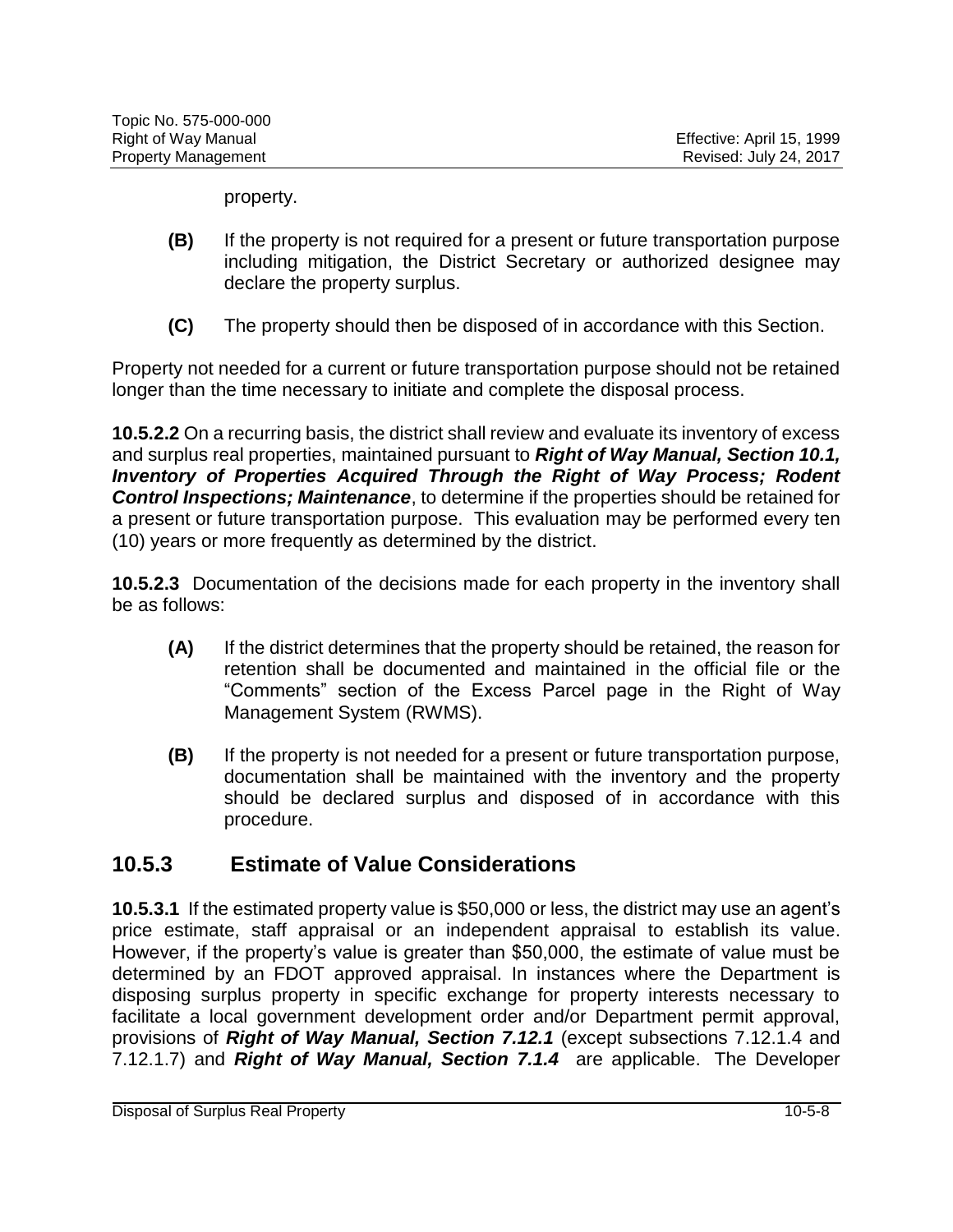property.

**(B)** If the property is not required for a present or future transportation purpose including mitigation, the District Secretary or authorized designee may declare the property surplus.

**(C)** The property should then be disposed of in accordance with this Section.

Property not needed for a current or future transportation purpose should not be retained longer than the time necessary to initiate and complete the disposal process.

**10.5.2.2** On a recurring basis, the district shall review and evaluate its inventory of excess and surplus real properties, maintained pursuant to ***Right of Way Manual, Section 10.1, Inventory of Properties Acquired Through the Right of Way Process; Rodent Control Inspections; Maintenance***, to determine if the properties should be retained for a present or future transportation purpose. This evaluation may be performed every ten (10) years or more frequently as determined by the district.

**10.5.2.3** Documentation of the decisions made for each property in the inventory shall be as follows:

**(A)** If the district determines that the property should be retained, the reason for retention shall be documented and maintained in the official file or the "Comments" section of the Excess Parcel page in the Right of Way Management System (RWMS).

**(B)** If the property is not needed for a present or future transportation purpose, documentation shall be maintained with the inventory and the property should be declared surplus and disposed of in accordance with this procedure.

## 10.5.3 Estimate of Value Considerations

**10.5.3.1** If the estimated property value is $50,000 or less, the district may use an agent's price estimate, staff appraisal or an independent appraisal to establish its value. However, if the property's value is greater than $50,000, the estimate of value must be determined by an FDOT approved appraisal. In instances where the Department is disposing surplus property in specific exchange for property interests necessary to facilitate a local government development order and/or Department permit approval, provisions of ***Right of Way Manual, Section 7.12.1*** (except subsections 7.12.1.4 and 7.12.1.7) and ***Right of Way Manual, Section 7.1.4*** are applicable. The Developer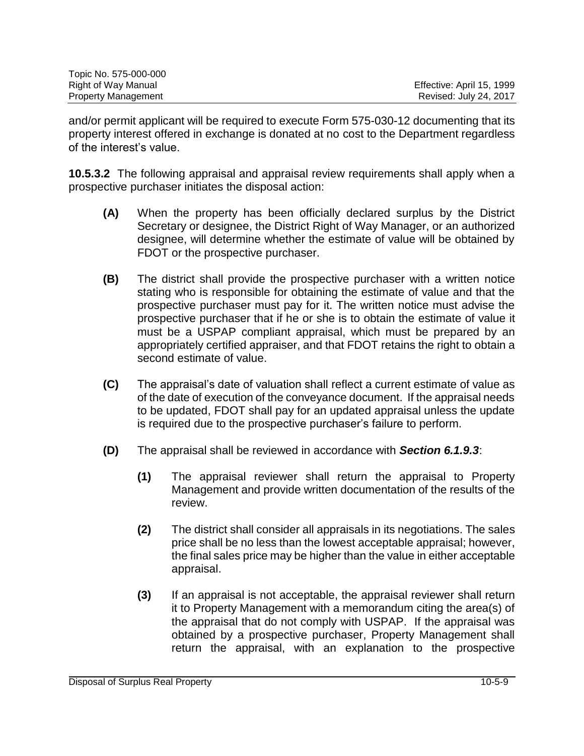and/or permit applicant will be required to execute Form 575-030-12 documenting that its property interest offered in exchange is donated at no cost to the Department regardless of the interest's value.

**10.5.3.2** The following appraisal and appraisal review requirements shall apply when a prospective purchaser initiates the disposal action:

**(A)** When the property has been officially declared surplus by the District Secretary or designee, the District Right of Way Manager, or an authorized designee, will determine whether the estimate of value will be obtained by FDOT or the prospective purchaser.

**(B)** The district shall provide the prospective purchaser with a written notice stating who is responsible for obtaining the estimate of value and that the prospective purchaser must pay for it. The written notice must advise the prospective purchaser that if he or she is to obtain the estimate of value it must be a USPAP compliant appraisal, which must be prepared by an appropriately certified appraiser, and that FDOT retains the right to obtain a second estimate of value.

**(C)** The appraisal's date of valuation shall reflect a current estimate of value as of the date of execution of the conveyance document. If the appraisal needs to be updated, FDOT shall pay for an updated appraisal unless the update is required due to the prospective purchaser's failure to perform.

**(D)** The appraisal shall be reviewed in accordance with ***Section 6.1.9.3***:

**(1)** The appraisal reviewer shall return the appraisal to Property Management and provide written documentation of the results of the review.

**(2)** The district shall consider all appraisals in its negotiations. The sales price shall be no less than the lowest acceptable appraisal; however, the final sales price may be higher than the value in either acceptable appraisal.

**(3)** If an appraisal is not acceptable, the appraisal reviewer shall return it to Property Management with a memorandum citing the area(s) of the appraisal that do not comply with USPAP. If the appraisal was obtained by a prospective purchaser, Property Management shall return the appraisal, with an explanation to the prospective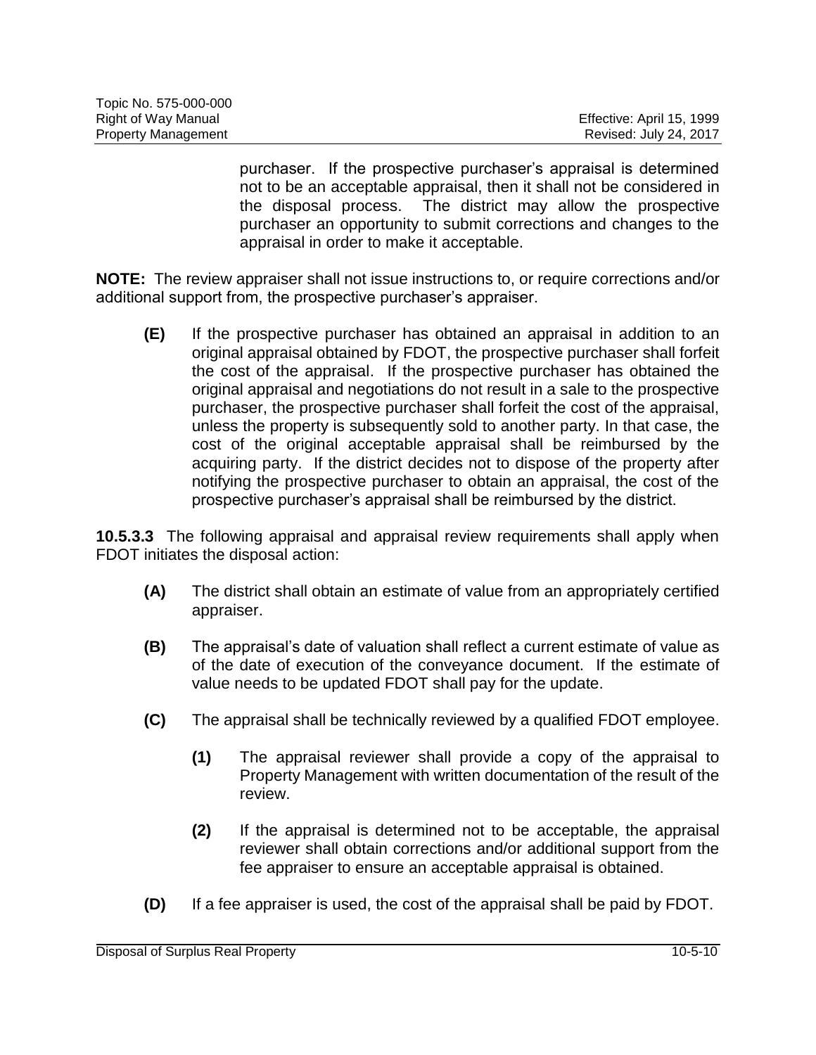purchaser. If the prospective purchaser's appraisal is determined not to be an acceptable appraisal, then it shall not be considered in the disposal process. The district may allow the prospective purchaser an opportunity to submit corrections and changes to the appraisal in order to make it acceptable.

**NOTE:** The review appraiser shall not issue instructions to, or require corrections and/or additional support from, the prospective purchaser's appraiser.

**(E)** If the prospective purchaser has obtained an appraisal in addition to an original appraisal obtained by FDOT, the prospective purchaser shall forfeit the cost of the appraisal. If the prospective purchaser has obtained the original appraisal and negotiations do not result in a sale to the prospective purchaser, the prospective purchaser shall forfeit the cost of the appraisal, unless the property is subsequently sold to another party. In that case, the cost of the original acceptable appraisal shall be reimbursed by the acquiring party. If the district decides not to dispose of the property after notifying the prospective purchaser to obtain an appraisal, the cost of the prospective purchaser's appraisal shall be reimbursed by the district.

**10.5.3.3** The following appraisal and appraisal review requirements shall apply when FDOT initiates the disposal action:

**(A)** The district shall obtain an estimate of value from an appropriately certified appraiser.

**(B)** The appraisal's date of valuation shall reflect a current estimate of value as of the date of execution of the conveyance document. If the estimate of value needs to be updated FDOT shall pay for the update.

**(C)** The appraisal shall be technically reviewed by a qualified FDOT employee.

- **(1)** The appraisal reviewer shall provide a copy of the appraisal to Property Management with written documentation of the result of the review.

- **(2)** If the appraisal is determined not to be acceptable, the appraisal reviewer shall obtain corrections and/or additional support from the fee appraiser to ensure an acceptable appraisal is obtained.

**(D)** If a fee appraiser is used, the cost of the appraisal shall be paid by FDOT.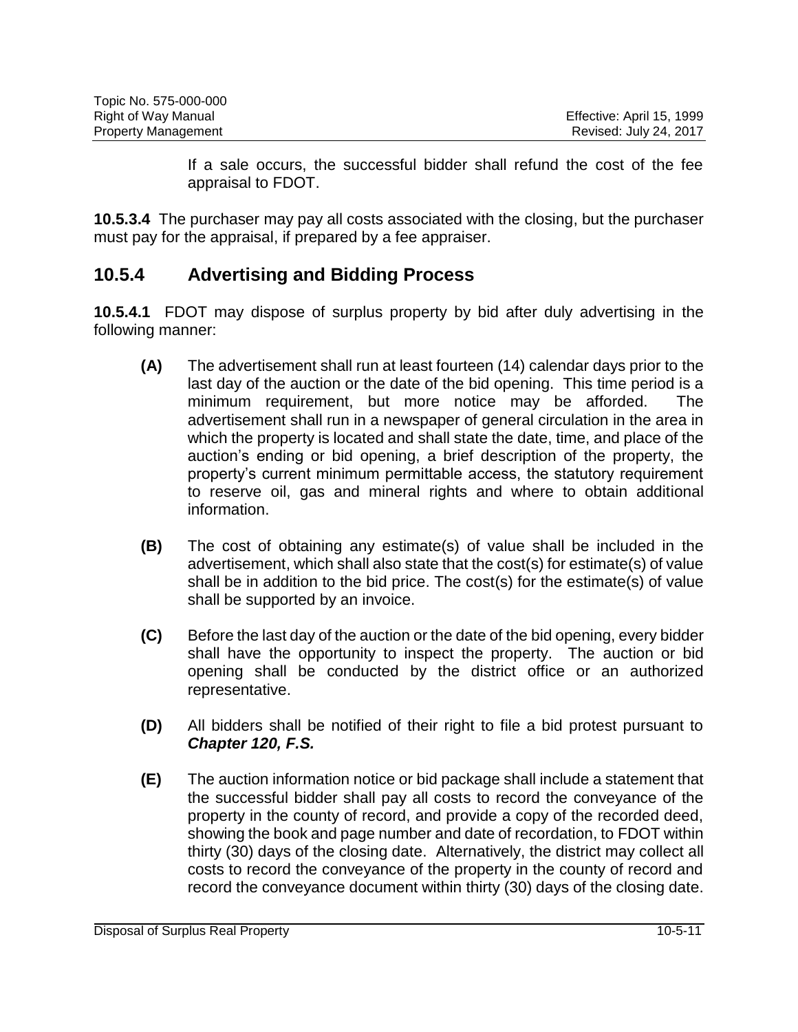If a sale occurs, the successful bidder shall refund the cost of the fee appraisal to FDOT.

**10.5.3.4** The purchaser may pay all costs associated with the closing, but the purchaser must pay for the appraisal, if prepared by a fee appraiser.

## 10.5.4 Advertising and Bidding Process

**10.5.4.1** FDOT may dispose of surplus property by bid after duly advertising in the following manner:

- **(A)** The advertisement shall run at least fourteen (14) calendar days prior to the last day of the auction or the date of the bid opening. This time period is a minimum requirement, but more notice may be afforded. The advertisement shall run in a newspaper of general circulation in the area in which the property is located and shall state the date, time, and place of the auction's ending or bid opening, a brief description of the property, the property's current minimum permittable access, the statutory requirement to reserve oil, gas and mineral rights and where to obtain additional information.

- **(B)** The cost of obtaining any estimate(s) of value shall be included in the advertisement, which shall also state that the cost(s) for estimate(s) of value shall be in addition to the bid price. The cost(s) for the estimate(s) of value shall be supported by an invoice.

- **(C)** Before the last day of the auction or the date of the bid opening, every bidder shall have the opportunity to inspect the property. The auction or bid opening shall be conducted by the district office or an authorized representative.

- **(D)** All bidders shall be notified of their right to file a bid protest pursuant to ***Chapter 120, F.S.***

- **(E)** The auction information notice or bid package shall include a statement that the successful bidder shall pay all costs to record the conveyance of the property in the county of record, and provide a copy of the recorded deed, showing the book and page number and date of recordation, to FDOT within thirty (30) days of the closing date. Alternatively, the district may collect all costs to record the conveyance of the property in the county of record and record the conveyance document within thirty (30) days of the closing date.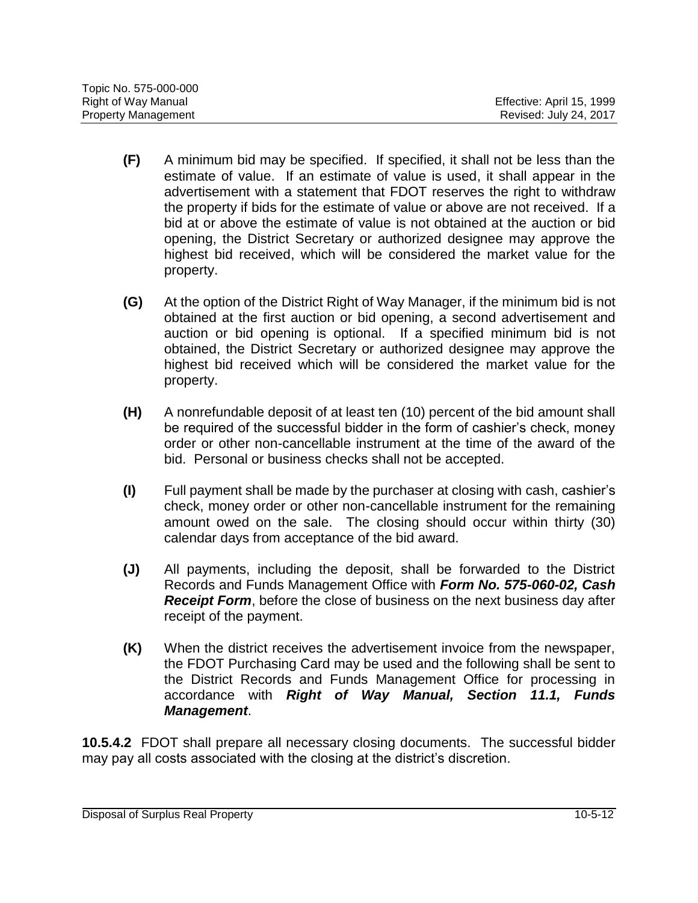**(F)** A minimum bid may be specified. If specified, it shall not be less than the estimate of value. If an estimate of value is used, it shall appear in the advertisement with a statement that FDOT reserves the right to withdraw the property if bids for the estimate of value or above are not received. If a bid at or above the estimate of value is not obtained at the auction or bid opening, the District Secretary or authorized designee may approve the highest bid received, which will be considered the market value for the property.

**(G)** At the option of the District Right of Way Manager, if the minimum bid is not obtained at the first auction or bid opening, a second advertisement and auction or bid opening is optional. If a specified minimum bid is not obtained, the District Secretary or authorized designee may approve the highest bid received which will be considered the market value for the property.

**(H)** A nonrefundable deposit of at least ten (10) percent of the bid amount shall be required of the successful bidder in the form of cashier's check, money order or other non-cancellable instrument at the time of the award of the bid. Personal or business checks shall not be accepted.

**(I)** Full payment shall be made by the purchaser at closing with cash, cashier's check, money order or other non-cancellable instrument for the remaining amount owed on the sale. The closing should occur within thirty (30) calendar days from acceptance of the bid award.

**(J)** All payments, including the deposit, shall be forwarded to the District Records and Funds Management Office with ***Form No. 575-060-02, Cash Receipt Form***, before the close of business on the next business day after receipt of the payment.

**(K)** When the district receives the advertisement invoice from the newspaper, the FDOT Purchasing Card may be used and the following shall be sent to the District Records and Funds Management Office for processing in accordance with ***Right of Way Manual, Section 11.1, Funds Management***.

**10.5.4.2** FDOT shall prepare all necessary closing documents. The successful bidder may pay all costs associated with the closing at the district's discretion.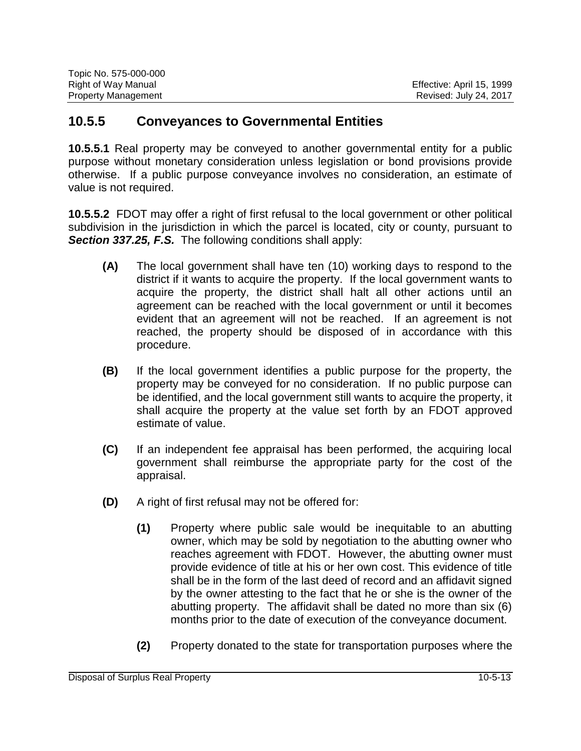## 10.5.5 Conveyances to Governmental Entities

**10.5.5.1** Real property may be conveyed to another governmental entity for a public purpose without monetary consideration unless legislation or bond provisions provide otherwise. If a public purpose conveyance involves no consideration, an estimate of value is not required.

**10.5.5.2** FDOT may offer a right of first refusal to the local government or other political subdivision in the jurisdiction in which the parcel is located, city or county, pursuant to ***Section 337.25, F.S.*** The following conditions shall apply:

**(A)** The local government shall have ten (10) working days to respond to the district if it wants to acquire the property. If the local government wants to acquire the property, the district shall halt all other actions until an agreement can be reached with the local government or until it becomes evident that an agreement will not be reached. If an agreement is not reached, the property should be disposed of in accordance with this procedure.

**(B)** If the local government identifies a public purpose for the property, the property may be conveyed for no consideration. If no public purpose can be identified, and the local government still wants to acquire the property, it shall acquire the property at the value set forth by an FDOT approved estimate of value.

**(C)** If an independent fee appraisal has been performed, the acquiring local government shall reimburse the appropriate party for the cost of the appraisal.

**(D)** A right of first refusal may not be offered for:

**(1)** Property where public sale would be inequitable to an abutting owner, which may be sold by negotiation to the abutting owner who reaches agreement with FDOT. However, the abutting owner must provide evidence of title at his or her own cost. This evidence of title shall be in the form of the last deed of record and an affidavit signed by the owner attesting to the fact that he or she is the owner of the abutting property. The affidavit shall be dated no more than six (6) months prior to the date of execution of the conveyance document.

**(2)** Property donated to the state for transportation purposes where the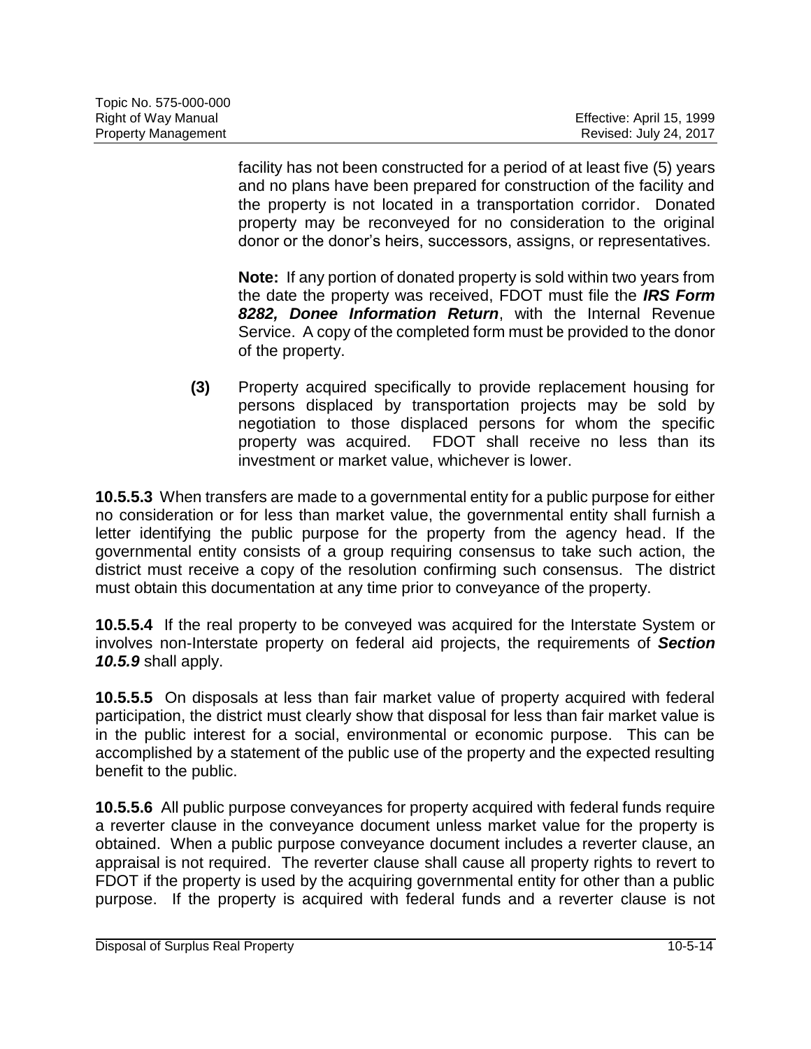facility has not been constructed for a period of at least five (5) years and no plans have been prepared for construction of the facility and the property is not located in a transportation corridor. Donated property may be reconveyed for no consideration to the original donor or the donor's heirs, successors, assigns, or representatives.

**Note:** If any portion of donated property is sold within two years from the date the property was received, FDOT must file the ***IRS Form 8282, Donee Information Return***, with the Internal Revenue Service. A copy of the completed form must be provided to the donor of the property.

**(3)** Property acquired specifically to provide replacement housing for persons displaced by transportation projects may be sold by negotiation to those displaced persons for whom the specific property was acquired. FDOT shall receive no less than its investment or market value, whichever is lower.

**10.5.5.3** When transfers are made to a governmental entity for a public purpose for either no consideration or for less than market value, the governmental entity shall furnish a letter identifying the public purpose for the property from the agency head. If the governmental entity consists of a group requiring consensus to take such action, the district must receive a copy of the resolution confirming such consensus. The district must obtain this documentation at any time prior to conveyance of the property.

**10.5.5.4** If the real property to be conveyed was acquired for the Interstate System or involves non-Interstate property on federal aid projects, the requirements of ***Section 10.5.9*** shall apply.

**10.5.5.5** On disposals at less than fair market value of property acquired with federal participation, the district must clearly show that disposal for less than fair market value is in the public interest for a social, environmental or economic purpose. This can be accomplished by a statement of the public use of the property and the expected resulting benefit to the public.

**10.5.5.6** All public purpose conveyances for property acquired with federal funds require a reverter clause in the conveyance document unless market value for the property is obtained. When a public purpose conveyance document includes a reverter clause, an appraisal is not required. The reverter clause shall cause all property rights to revert to FDOT if the property is used by the acquiring governmental entity for other than a public purpose. If the property is acquired with federal funds and a reverter clause is not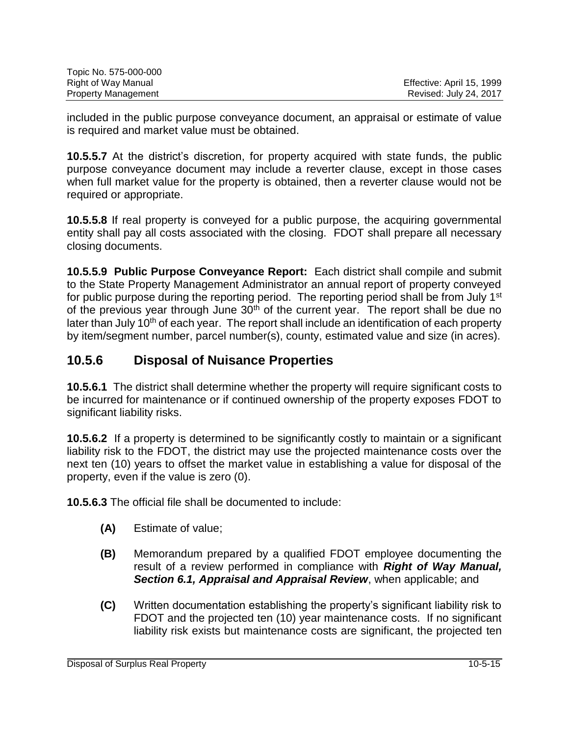included in the public purpose conveyance document, an appraisal or estimate of value is required and market value must be obtained.

**10.5.5.7** At the district's discretion, for property acquired with state funds, the public purpose conveyance document may include a reverter clause, except in those cases when full market value for the property is obtained, then a reverter clause would not be required or appropriate.

**10.5.5.8** If real property is conveyed for a public purpose, the acquiring governmental entity shall pay all costs associated with the closing. FDOT shall prepare all necessary closing documents.

**10.5.5.9 Public Purpose Conveyance Report:** Each district shall compile and submit to the State Property Management Administrator an annual report of property conveyed for public purpose during the reporting period. The reporting period shall be from July 1st of the previous year through June 30th of the current year. The report shall be due no later than July 10th of each year. The report shall include an identification of each property by item/segment number, parcel number(s), county, estimated value and size (in acres).

## 10.5.6 Disposal of Nuisance Properties

**10.5.6.1** The district shall determine whether the property will require significant costs to be incurred for maintenance or if continued ownership of the property exposes FDOT to significant liability risks.

**10.5.6.2** If a property is determined to be significantly costly to maintain or a significant liability risk to the FDOT, the district may use the projected maintenance costs over the next ten (10) years to offset the market value in establishing a value for disposal of the property, even if the value is zero (0).

**10.5.6.3** The official file shall be documented to include:

- **(A)** Estimate of value;
- **(B)** Memorandum prepared by a qualified FDOT employee documenting the result of a review performed in compliance with ***Right of Way Manual, Section 6.1, Appraisal and Appraisal Review***, when applicable; and
- **(C)** Written documentation establishing the property's significant liability risk to FDOT and the projected ten (10) year maintenance costs. If no significant liability risk exists but maintenance costs are significant, the projected ten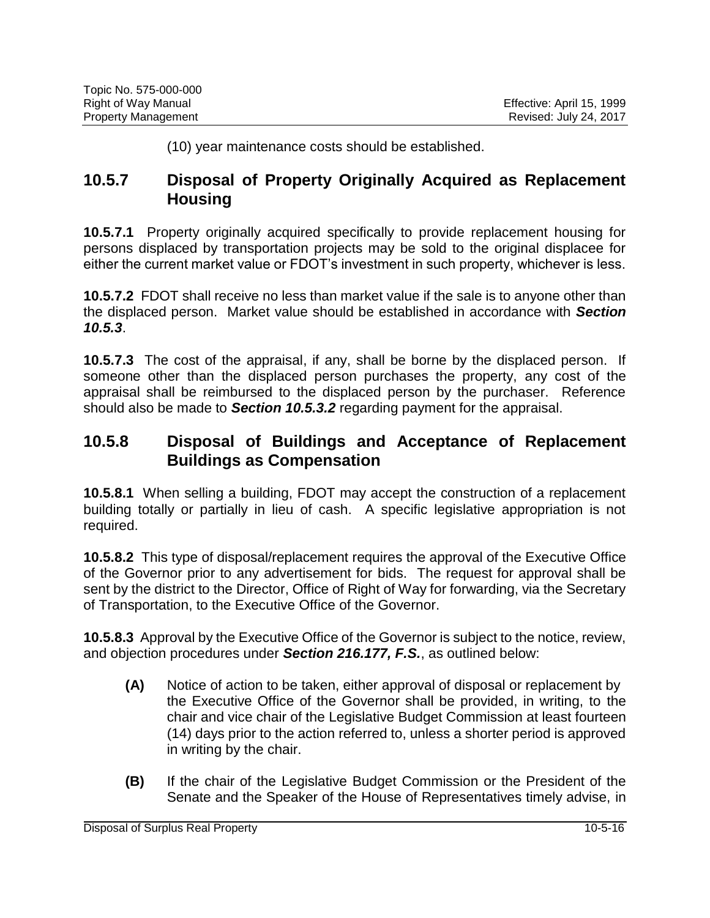(10) year maintenance costs should be established.

## 10.5.7 Disposal of Property Originally Acquired as Replacement Housing

**10.5.7.1** Property originally acquired specifically to provide replacement housing for persons displaced by transportation projects may be sold to the original displacee for either the current market value or FDOT's investment in such property, whichever is less.

**10.5.7.2** FDOT shall receive no less than market value if the sale is to anyone other than the displaced person. Market value should be established in accordance with ***Section 10.5.3***.

**10.5.7.3** The cost of the appraisal, if any, shall be borne by the displaced person. If someone other than the displaced person purchases the property, any cost of the appraisal shall be reimbursed to the displaced person by the purchaser. Reference should also be made to ***Section 10.5.3.2*** regarding payment for the appraisal.

## 10.5.8 Disposal of Buildings and Acceptance of Replacement Buildings as Compensation

**10.5.8.1** When selling a building, FDOT may accept the construction of a replacement building totally or partially in lieu of cash. A specific legislative appropriation is not required.

**10.5.8.2** This type of disposal/replacement requires the approval of the Executive Office of the Governor prior to any advertisement for bids. The request for approval shall be sent by the district to the Director, Office of Right of Way for forwarding, via the Secretary of Transportation, to the Executive Office of the Governor.

**10.5.8.3** Approval by the Executive Office of the Governor is subject to the notice, review, and objection procedures under ***Section 216.177, F.S.***, as outlined below:

- **(A)** Notice of action to be taken, either approval of disposal or replacement by the Executive Office of the Governor shall be provided, in writing, to the chair and vice chair of the Legislative Budget Commission at least fourteen (14) days prior to the action referred to, unless a shorter period is approved in writing by the chair.

- **(B)** If the chair of the Legislative Budget Commission or the President of the Senate and the Speaker of the House of Representatives timely advise, in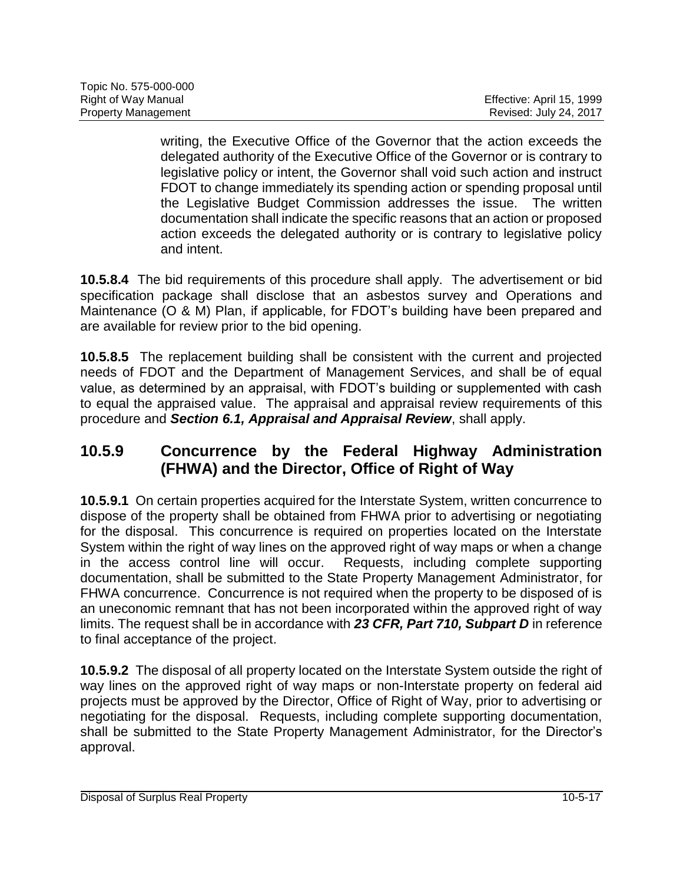writing, the Executive Office of the Governor that the action exceeds the delegated authority of the Executive Office of the Governor or is contrary to legislative policy or intent, the Governor shall void such action and instruct FDOT to change immediately its spending action or spending proposal until the Legislative Budget Commission addresses the issue. The written documentation shall indicate the specific reasons that an action or proposed action exceeds the delegated authority or is contrary to legislative policy and intent.

**10.5.8.4** The bid requirements of this procedure shall apply. The advertisement or bid specification package shall disclose that an asbestos survey and Operations and Maintenance (O & M) Plan, if applicable, for FDOT's building have been prepared and are available for review prior to the bid opening.

**10.5.8.5** The replacement building shall be consistent with the current and projected needs of FDOT and the Department of Management Services, and shall be of equal value, as determined by an appraisal, with FDOT's building or supplemented with cash to equal the appraised value. The appraisal and appraisal review requirements of this procedure and ***Section 6.1, Appraisal and Appraisal Review***, shall apply.

## 10.5.9 Concurrence by the Federal Highway Administration (FHWA) and the Director, Office of Right of Way

**10.5.9.1** On certain properties acquired for the Interstate System, written concurrence to dispose of the property shall be obtained from FHWA prior to advertising or negotiating for the disposal. This concurrence is required on properties located on the Interstate System within the right of way lines on the approved right of way maps or when a change in the access control line will occur. Requests, including complete supporting documentation, shall be submitted to the State Property Management Administrator, for FHWA concurrence. Concurrence is not required when the property to be disposed of is an uneconomic remnant that has not been incorporated within the approved right of way limits. The request shall be in accordance with ***23 CFR, Part 710, Subpart D*** in reference to final acceptance of the project.

**10.5.9.2** The disposal of all property located on the Interstate System outside the right of way lines on the approved right of way maps or non-Interstate property on federal aid projects must be approved by the Director, Office of Right of Way, prior to advertising or negotiating for the disposal. Requests, including complete supporting documentation, shall be submitted to the State Property Management Administrator, for the Director's approval.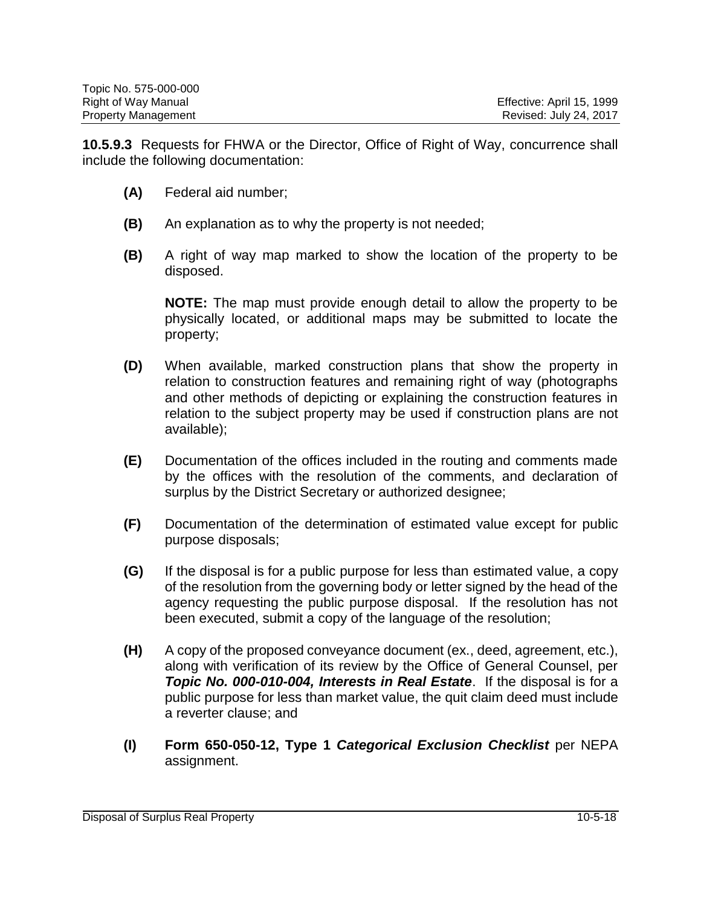**10.5.9.3** Requests for FHWA or the Director, Office of Right of Way, concurrence shall include the following documentation:

- **(A)** Federal aid number;
- **(B)** An explanation as to why the property is not needed;
- **(B)** A right of way map marked to show the location of the property to be disposed.

  **NOTE:** The map must provide enough detail to allow the property to be physically located, or additional maps may be submitted to locate the property;

- **(D)** When available, marked construction plans that show the property in relation to construction features and remaining right of way (photographs and other methods of depicting or explaining the construction features in relation to the subject property may be used if construction plans are not available);
- **(E)** Documentation of the offices included in the routing and comments made by the offices with the resolution of the comments, and declaration of surplus by the District Secretary or authorized designee;
- **(F)** Documentation of the determination of estimated value except for public purpose disposals;
- **(G)** If the disposal is for a public purpose for less than estimated value, a copy of the resolution from the governing body or letter signed by the head of the agency requesting the public purpose disposal. If the resolution has not been executed, submit a copy of the language of the resolution;
- **(H)** A copy of the proposed conveyance document (ex., deed, agreement, etc.), along with verification of its review by the Office of General Counsel, per ***Topic No. 000-010-004, Interests in Real Estate***. If the disposal is for a public purpose for less than market value, the quit claim deed must include a reverter clause; and
- **(I)** **Form 650-050-12, Type 1 *Categorical Exclusion Checklist*** per NEPA assignment.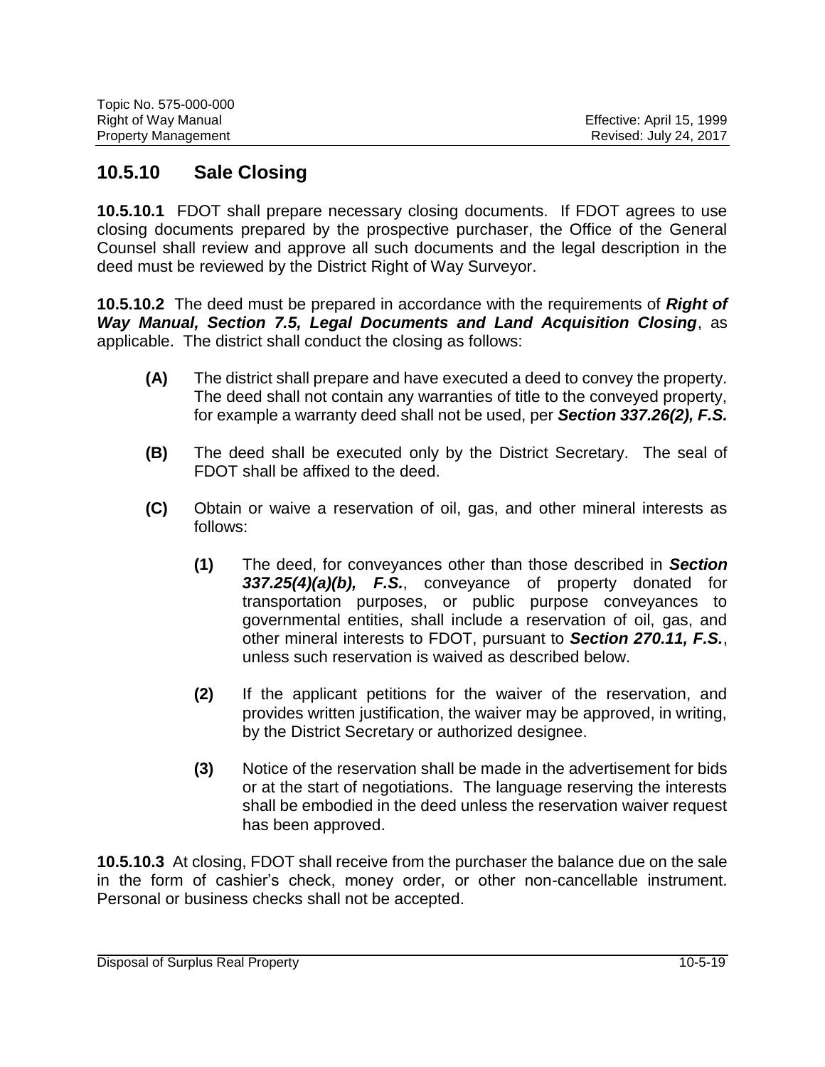## 10.5.10 Sale Closing

**10.5.10.1** FDOT shall prepare necessary closing documents. If FDOT agrees to use closing documents prepared by the prospective purchaser, the Office of the General Counsel shall review and approve all such documents and the legal description in the deed must be reviewed by the District Right of Way Surveyor.

**10.5.10.2** The deed must be prepared in accordance with the requirements of ***Right of Way Manual, Section 7.5, Legal Documents and Land Acquisition Closing***, as applicable. The district shall conduct the closing as follows:

- **(A)** The district shall prepare and have executed a deed to convey the property. The deed shall not contain any warranties of title to the conveyed property, for example a warranty deed shall not be used, per ***Section 337.26(2), F.S.***

- **(B)** The deed shall be executed only by the District Secretary. The seal of FDOT shall be affixed to the deed.

- **(C)** Obtain or waive a reservation of oil, gas, and other mineral interests as follows:

  - **(1)** The deed, for conveyances other than those described in ***Section 337.25(4)(a)(b), F.S.***, conveyance of property donated for transportation purposes, or public purpose conveyances to governmental entities, shall include a reservation of oil, gas, and other mineral interests to FDOT, pursuant to ***Section 270.11, F.S.***, unless such reservation is waived as described below.

  - **(2)** If the applicant petitions for the waiver of the reservation, and provides written justification, the waiver may be approved, in writing, by the District Secretary or authorized designee.

  - **(3)** Notice of the reservation shall be made in the advertisement for bids or at the start of negotiations. The language reserving the interests shall be embodied in the deed unless the reservation waiver request has been approved.

**10.5.10.3** At closing, FDOT shall receive from the purchaser the balance due on the sale in the form of cashier's check, money order, or other non-cancellable instrument. Personal or business checks shall not be accepted.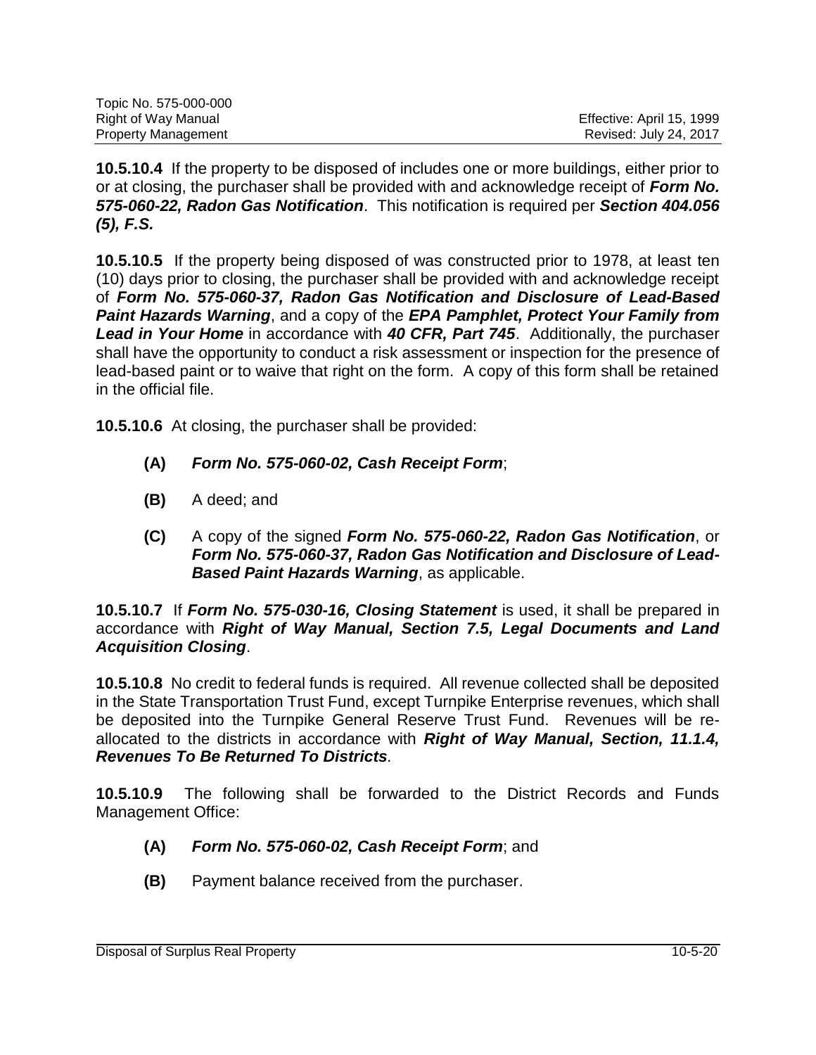**10.5.10.4** If the property to be disposed of includes one or more buildings, either prior to or at closing, the purchaser shall be provided with and acknowledge receipt of ***Form No. 575-060-22, Radon Gas Notification***. This notification is required per ***Section 404.056 (5), F.S.***

**10.5.10.5** If the property being disposed of was constructed prior to 1978, at least ten (10) days prior to closing, the purchaser shall be provided with and acknowledge receipt of ***Form No. 575-060-37, Radon Gas Notification and Disclosure of Lead-Based Paint Hazards Warning***, and a copy of the ***EPA Pamphlet, Protect Your Family from Lead in Your Home*** in accordance with ***40 CFR, Part 745***. Additionally, the purchaser shall have the opportunity to conduct a risk assessment or inspection for the presence of lead-based paint or to waive that right on the form. A copy of this form shall be retained in the official file.

**10.5.10.6** At closing, the purchaser shall be provided:

- **(A)** ***Form No. 575-060-02, Cash Receipt Form***;
- **(B)** A deed; and
- **(C)** A copy of the signed ***Form No. 575-060-22, Radon Gas Notification***, or ***Form No. 575-060-37, Radon Gas Notification and Disclosure of Lead-Based Paint Hazards Warning***, as applicable.

**10.5.10.7** If ***Form No. 575-030-16, Closing Statement*** is used, it shall be prepared in accordance with ***Right of Way Manual, Section 7.5, Legal Documents and Land Acquisition Closing***.

**10.5.10.8** No credit to federal funds is required. All revenue collected shall be deposited in the State Transportation Trust Fund, except Turnpike Enterprise revenues, which shall be deposited into the Turnpike General Reserve Trust Fund. Revenues will be re-allocated to the districts in accordance with ***Right of Way Manual, Section, 11.1.4, Revenues To Be Returned To Districts***.

**10.5.10.9** The following shall be forwarded to the District Records and Funds Management Office:

- **(A)** ***Form No. 575-060-02, Cash Receipt Form***; and
- **(B)** Payment balance received from the purchaser.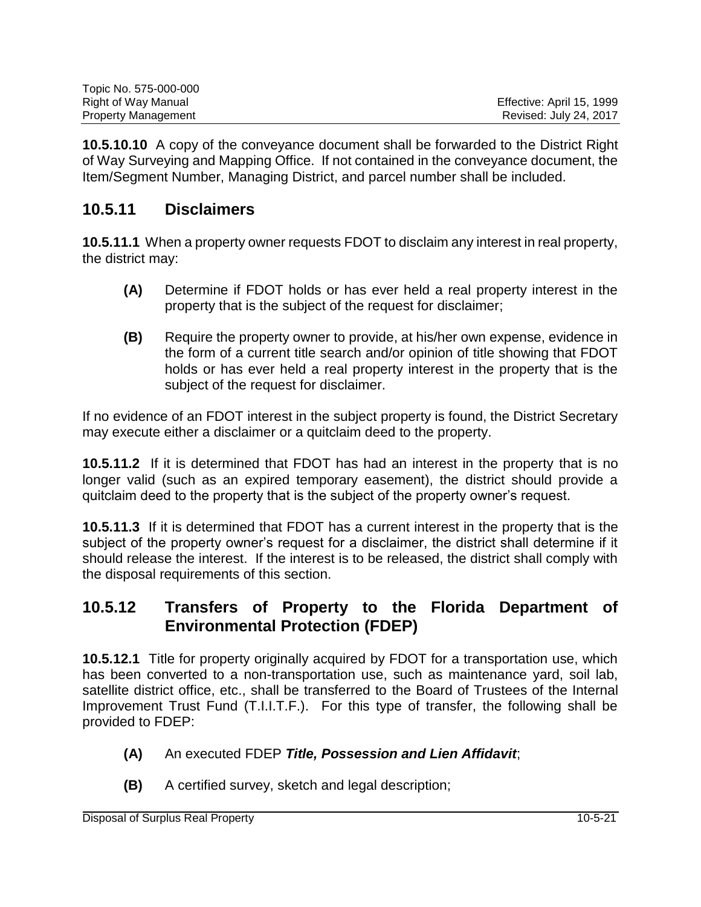**10.5.10.10** A copy of the conveyance document shall be forwarded to the District Right of Way Surveying and Mapping Office. If not contained in the conveyance document, the Item/Segment Number, Managing District, and parcel number shall be included.

## 10.5.11 Disclaimers

**10.5.11.1** When a property owner requests FDOT to disclaim any interest in real property, the district may:

- **(A)** Determine if FDOT holds or has ever held a real property interest in the property that is the subject of the request for disclaimer;
- **(B)** Require the property owner to provide, at his/her own expense, evidence in the form of a current title search and/or opinion of title showing that FDOT holds or has ever held a real property interest in the property that is the subject of the request for disclaimer.

If no evidence of an FDOT interest in the subject property is found, the District Secretary may execute either a disclaimer or a quitclaim deed to the property.

**10.5.11.2** If it is determined that FDOT has had an interest in the property that is no longer valid (such as an expired temporary easement), the district should provide a quitclaim deed to the property that is the subject of the property owner's request.

**10.5.11.3** If it is determined that FDOT has a current interest in the property that is the subject of the property owner's request for a disclaimer, the district shall determine if it should release the interest. If the interest is to be released, the district shall comply with the disposal requirements of this section.

## 10.5.12 Transfers of Property to the Florida Department of Environmental Protection (FDEP)

**10.5.12.1** Title for property originally acquired by FDOT for a transportation use, which has been converted to a non-transportation use, such as maintenance yard, soil lab, satellite district office, etc., shall be transferred to the Board of Trustees of the Internal Improvement Trust Fund (T.I.I.T.F.). For this type of transfer, the following shall be provided to FDEP:

- **(A)** An executed FDEP ***Title, Possession and Lien Affidavit***;
- **(B)** A certified survey, sketch and legal description;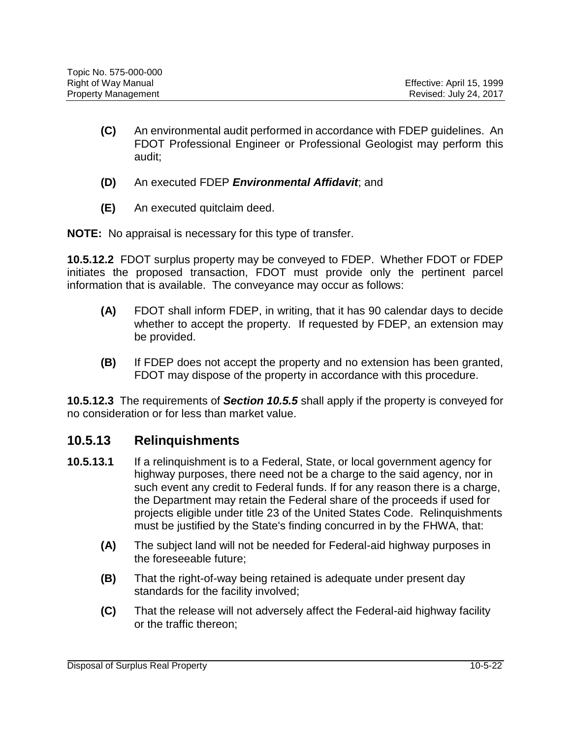**(C)** An environmental audit performed in accordance with FDEP guidelines. An FDOT Professional Engineer or Professional Geologist may perform this audit;

**(D)** An executed FDEP ***Environmental Affidavit***; and

**(E)** An executed quitclaim deed.

**NOTE:** No appraisal is necessary for this type of transfer.

**10.5.12.2** FDOT surplus property may be conveyed to FDEP. Whether FDOT or FDEP initiates the proposed transaction, FDOT must provide only the pertinent parcel information that is available. The conveyance may occur as follows:

**(A)** FDOT shall inform FDEP, in writing, that it has 90 calendar days to decide whether to accept the property. If requested by FDEP, an extension may be provided.

**(B)** If FDEP does not accept the property and no extension has been granted, FDOT may dispose of the property in accordance with this procedure.

**10.5.12.3** The requirements of ***Section 10.5.5*** shall apply if the property is conveyed for no consideration or for less than market value.

## 10.5.13 Relinquishments

**10.5.13.1** If a relinquishment is to a Federal, State, or local government agency for highway purposes, there need not be a charge to the said agency, nor in such event any credit to Federal funds. If for any reason there is a charge, the Department may retain the Federal share of the proceeds if used for projects eligible under title 23 of the United States Code. Relinquishments must be justified by the State's finding concurred in by the FHWA, that:

**(A)** The subject land will not be needed for Federal-aid highway purposes in the foreseeable future;

**(B)** That the right-of-way being retained is adequate under present day standards for the facility involved;

**(C)** That the release will not adversely affect the Federal-aid highway facility or the traffic thereon;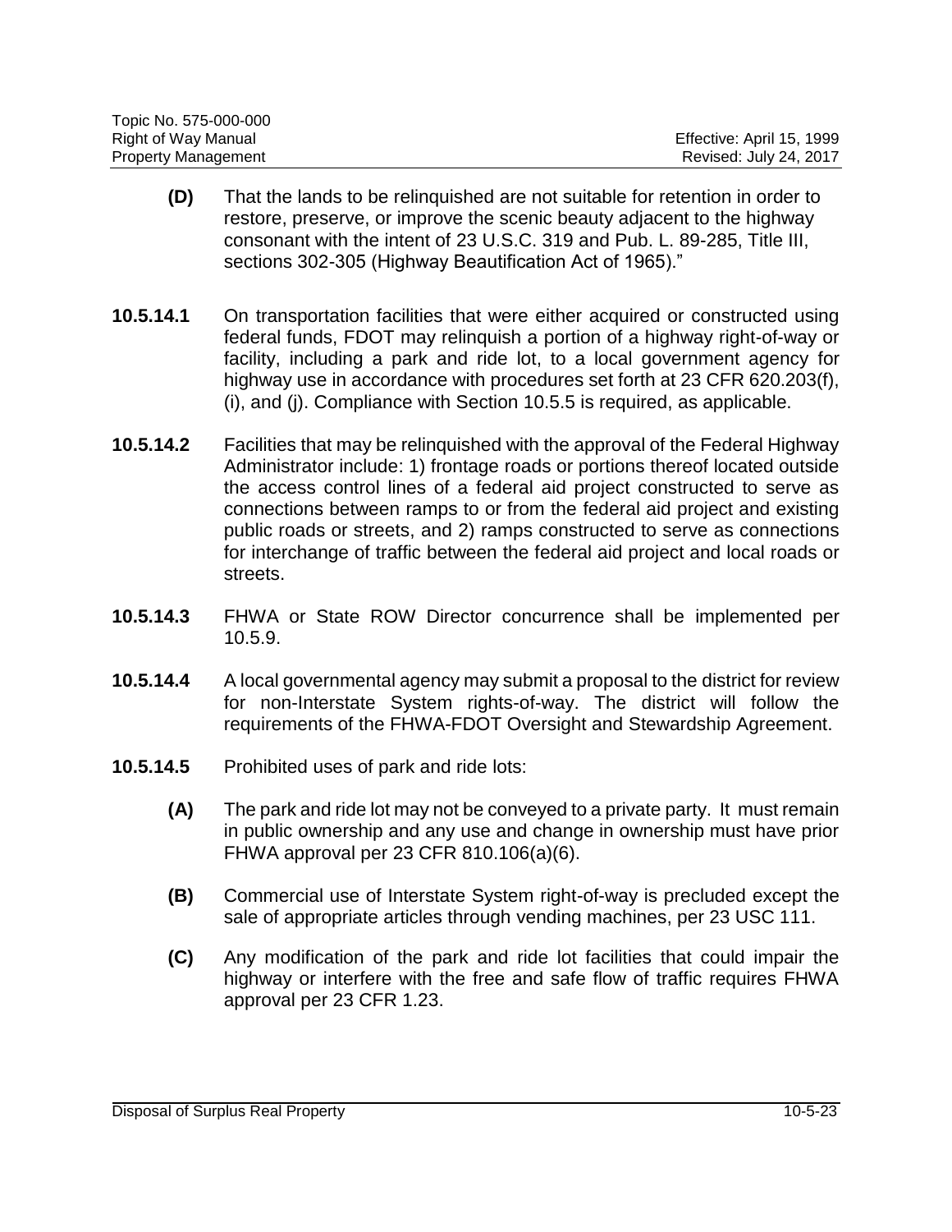**(D)** That the lands to be relinquished are not suitable for retention in order to restore, preserve, or improve the scenic beauty adjacent to the highway consonant with the intent of 23 U.S.C. 319 and Pub. L. 89-285, Title III, sections 302-305 (Highway Beautification Act of 1965)."

**10.5.14.1** On transportation facilities that were either acquired or constructed using federal funds, FDOT may relinquish a portion of a highway right-of-way or facility, including a park and ride lot, to a local government agency for highway use in accordance with procedures set forth at 23 CFR 620.203(f), (i), and (j). Compliance with Section 10.5.5 is required, as applicable.

**10.5.14.2** Facilities that may be relinquished with the approval of the Federal Highway Administrator include: 1) frontage roads or portions thereof located outside the access control lines of a federal aid project constructed to serve as connections between ramps to or from the federal aid project and existing public roads or streets, and 2) ramps constructed to serve as connections for interchange of traffic between the federal aid project and local roads or streets.

**10.5.14.3** FHWA or State ROW Director concurrence shall be implemented per 10.5.9.

**10.5.14.4** A local governmental agency may submit a proposal to the district for review for non-Interstate System rights-of-way. The district will follow the requirements of the FHWA-FDOT Oversight and Stewardship Agreement.

**10.5.14.5** Prohibited uses of park and ride lots:

**(A)** The park and ride lot may not be conveyed to a private party. It must remain in public ownership and any use and change in ownership must have prior FHWA approval per 23 CFR 810.106(a)(6).

**(B)** Commercial use of Interstate System right-of-way is precluded except the sale of appropriate articles through vending machines, per 23 USC 111.

**(C)** Any modification of the park and ride lot facilities that could impair the highway or interfere with the free and safe flow of traffic requires FHWA approval per 23 CFR 1.23.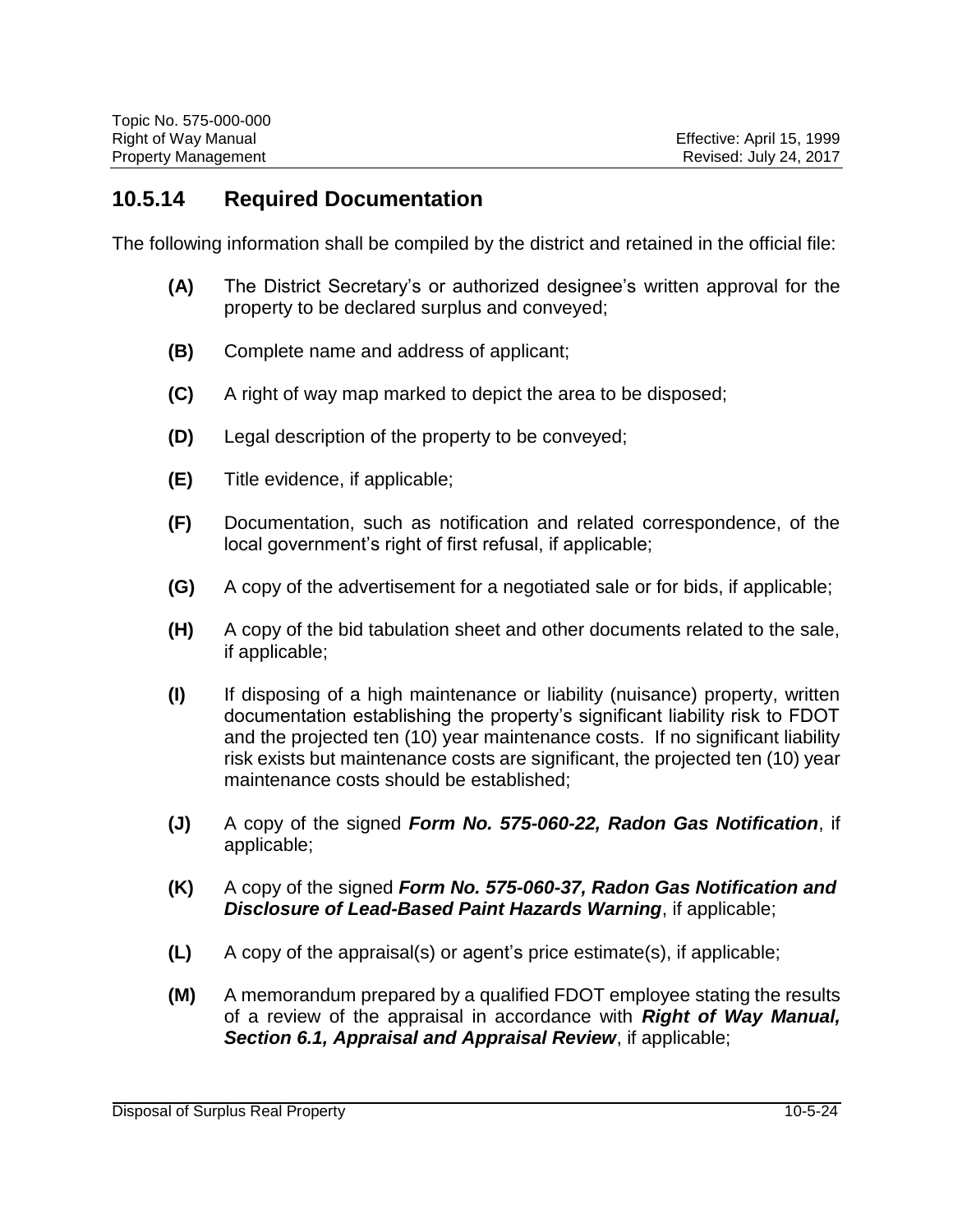## 10.5.14 Required Documentation

The following information shall be compiled by the district and retained in the official file:

**(A)** The District Secretary's or authorized designee's written approval for the property to be declared surplus and conveyed;

**(B)** Complete name and address of applicant;

**(C)** A right of way map marked to depict the area to be disposed;

**(D)** Legal description of the property to be conveyed;

**(E)** Title evidence, if applicable;

**(F)** Documentation, such as notification and related correspondence, of the local government's right of first refusal, if applicable;

**(G)** A copy of the advertisement for a negotiated sale or for bids, if applicable;

**(H)** A copy of the bid tabulation sheet and other documents related to the sale, if applicable;

**(I)** If disposing of a high maintenance or liability (nuisance) property, written documentation establishing the property's significant liability risk to FDOT and the projected ten (10) year maintenance costs. If no significant liability risk exists but maintenance costs are significant, the projected ten (10) year maintenance costs should be established;

**(J)** A copy of the signed ***Form No. 575-060-22, Radon Gas Notification***, if applicable;

**(K)** A copy of the signed ***Form No. 575-060-37, Radon Gas Notification and Disclosure of Lead-Based Paint Hazards Warning***, if applicable;

**(L)** A copy of the appraisal(s) or agent's price estimate(s), if applicable;

**(M)** A memorandum prepared by a qualified FDOT employee stating the results of a review of the appraisal in accordance with ***Right of Way Manual, Section 6.1, Appraisal and Appraisal Review***, if applicable;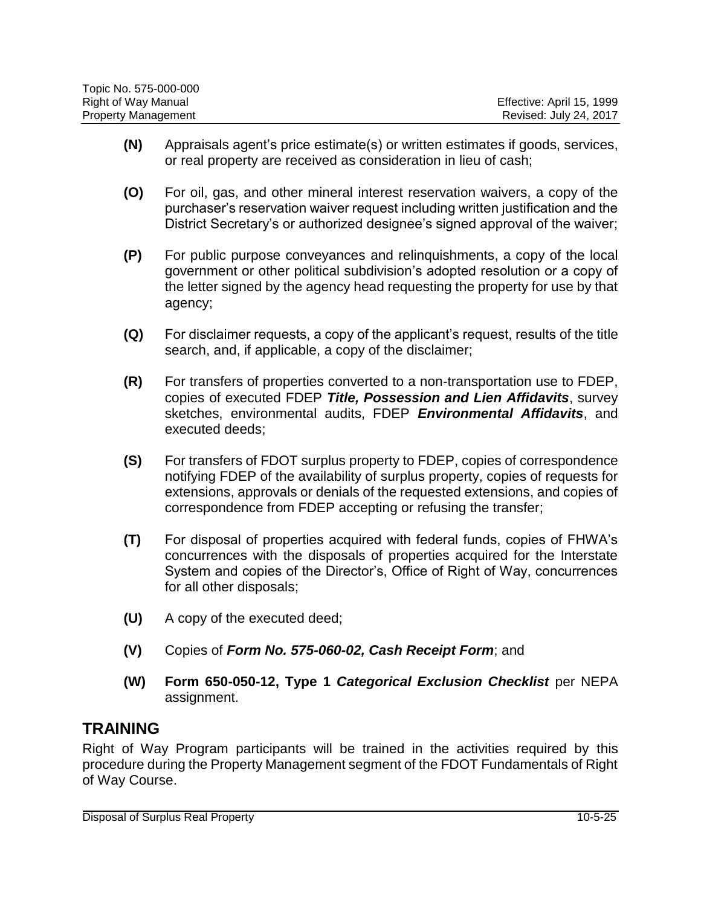**(N)** Appraisals agent's price estimate(s) or written estimates if goods, services, or real property are received as consideration in lieu of cash;

**(O)** For oil, gas, and other mineral interest reservation waivers, a copy of the purchaser's reservation waiver request including written justification and the District Secretary's or authorized designee's signed approval of the waiver;

**(P)** For public purpose conveyances and relinquishments, a copy of the local government or other political subdivision's adopted resolution or a copy of the letter signed by the agency head requesting the property for use by that agency;

**(Q)** For disclaimer requests, a copy of the applicant's request, results of the title search, and, if applicable, a copy of the disclaimer;

**(R)** For transfers of properties converted to a non-transportation use to FDEP, copies of executed FDEP ***Title, Possession and Lien Affidavits***, survey sketches, environmental audits, FDEP ***Environmental Affidavits***, and executed deeds;

**(S)** For transfers of FDOT surplus property to FDEP, copies of correspondence notifying FDEP of the availability of surplus property, copies of requests for extensions, approvals or denials of the requested extensions, and copies of correspondence from FDEP accepting or refusing the transfer;

**(T)** For disposal of properties acquired with federal funds, copies of FHWA's concurrences with the disposals of properties acquired for the Interstate System and copies of the Director's, Office of Right of Way, concurrences for all other disposals;

**(U)** A copy of the executed deed;

**(V)** Copies of ***Form No. 575-060-02, Cash Receipt Form***; and

**(W)** **Form 650-050-12, Type 1** ***Categorical Exclusion Checklist*** per NEPA assignment.

## TRAINING

Right of Way Program participants will be trained in the activities required by this procedure during the Property Management segment of the FDOT Fundamentals of Right of Way Course.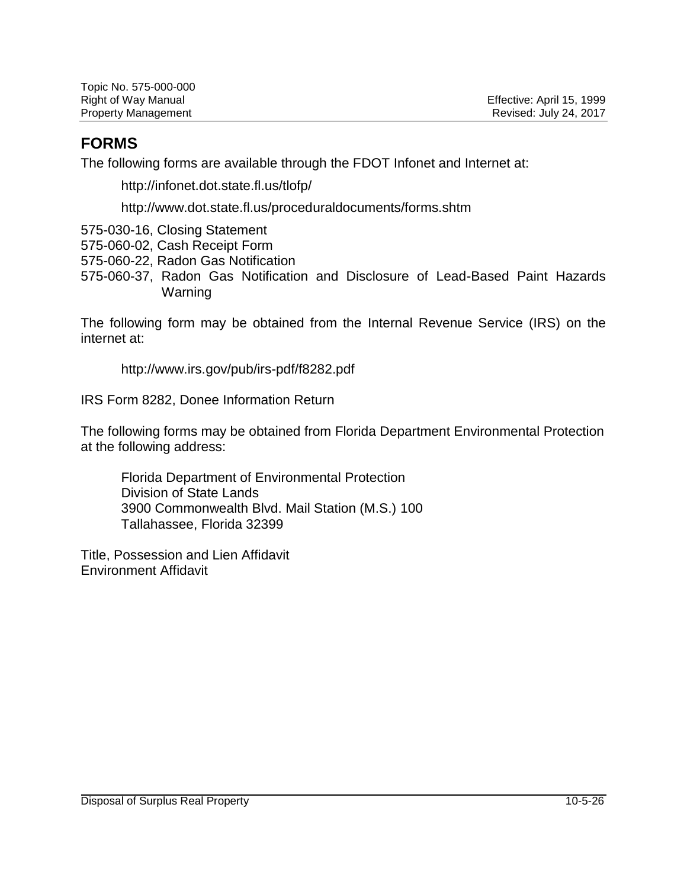## FORMS

The following forms are available through the FDOT Infonet and Internet at:

http://infonet.dot.state.fl.us/tlofp/

http://www.dot.state.fl.us/proceduraldocuments/forms.shtm

575-030-16, Closing Statement
575-060-02, Cash Receipt Form
575-060-22, Radon Gas Notification
575-060-37, Radon Gas Notification and Disclosure of Lead-Based Paint Hazards Warning

The following form may be obtained from the Internal Revenue Service (IRS) on the internet at:

http://www.irs.gov/pub/irs-pdf/f8282.pdf

IRS Form 8282, Donee Information Return

The following forms may be obtained from Florida Department Environmental Protection at the following address:

Florida Department of Environmental Protection
Division of State Lands
3900 Commonwealth Blvd. Mail Station (M.S.) 100
Tallahassee, Florida 32399

Title, Possession and Lien Affidavit
Environment Affidavit